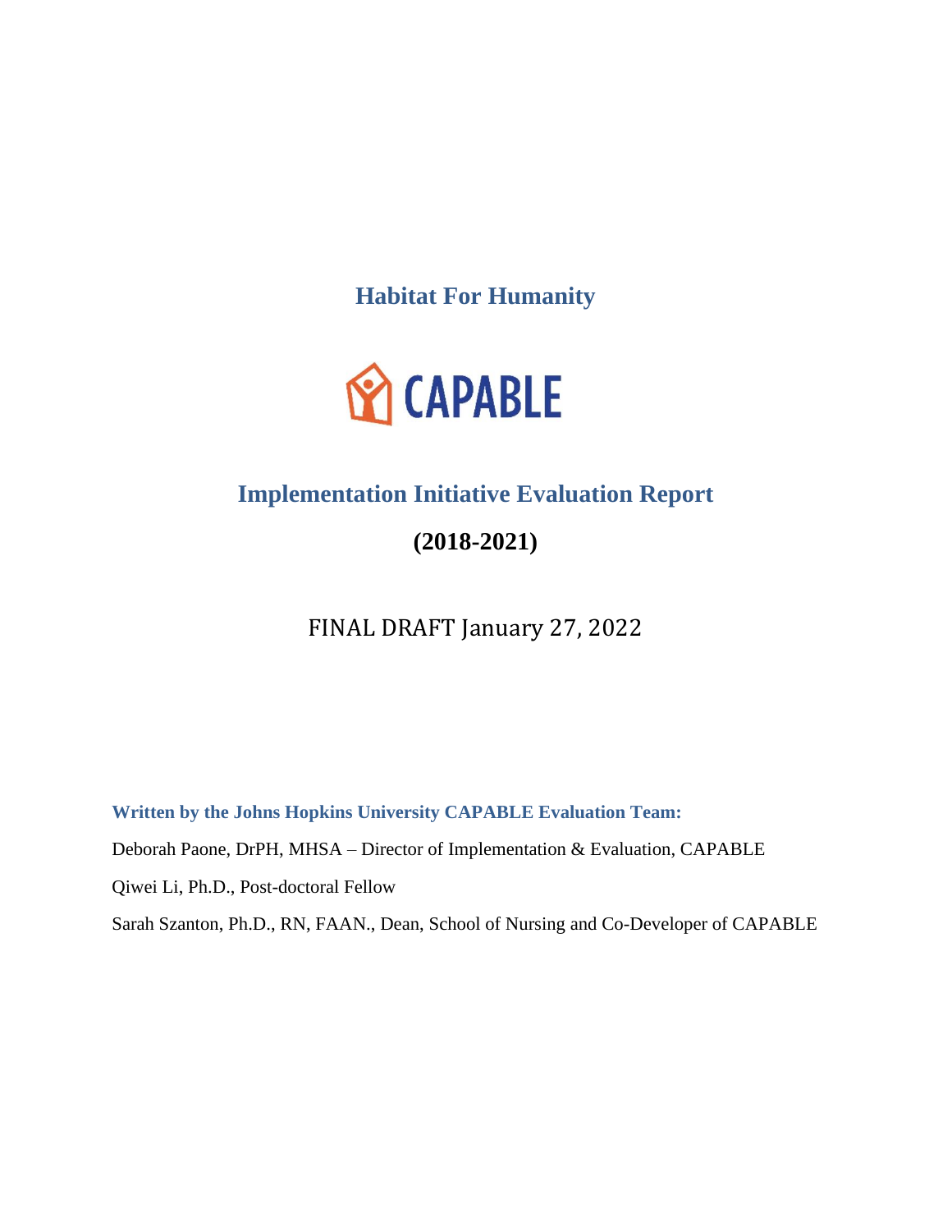# Habitat For Humanity

CAPABLE

## Implementation Initiative Evaluation Report

## (2018-2021)

FINAL DRAFT January 27, 2022

**Written by the Johns Hopkins University CAPABLE Evaluation Team:**

Deborah Paone, DrPH, MHSA – Director of Implementation & Evaluation, CAPABLE

Qiwei Li, Ph.D., Post-doctoral Fellow

Sarah Szanton, Ph.D., RN, FAAN., Dean, School of Nursing and Co-Developer of CAPABLE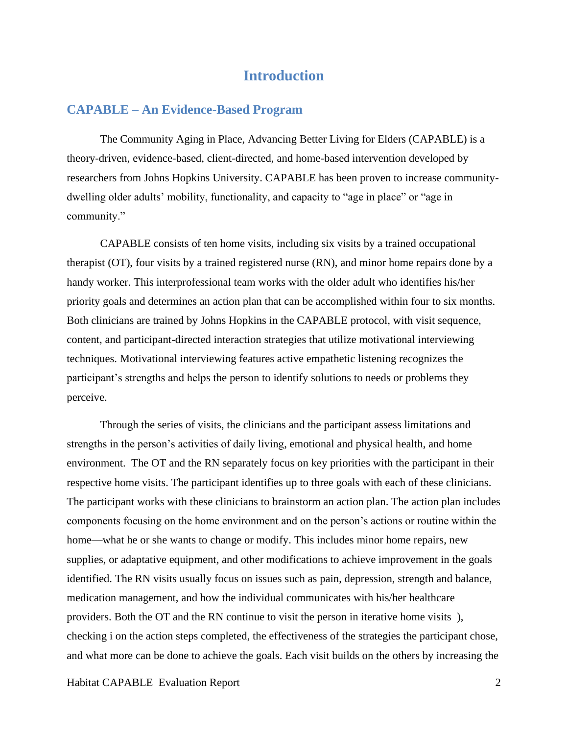# Introduction

## CAPABLE – An Evidence-Based Program

The Community Aging in Place, Advancing Better Living for Elders (CAPABLE) is a theory-driven, evidence-based, client-directed, and home-based intervention developed by researchers from Johns Hopkins University. CAPABLE has been proven to increase community-dwelling older adults' mobility, functionality, and capacity to "age in place" or "age in community."

CAPABLE consists of ten home visits, including six visits by a trained occupational therapist (OT), four visits by a trained registered nurse (RN), and minor home repairs done by a handy worker. This interprofessional team works with the older adult who identifies his/her priority goals and determines an action plan that can be accomplished within four to six months. Both clinicians are trained by Johns Hopkins in the CAPABLE protocol, with visit sequence, content, and participant-directed interaction strategies that utilize motivational interviewing techniques. Motivational interviewing features active empathetic listening recognizes the participant's strengths and helps the person to identify solutions to needs or problems they perceive.

Through the series of visits, the clinicians and the participant assess limitations and strengths in the person's activities of daily living, emotional and physical health, and home environment. The OT and the RN separately focus on key priorities with the participant in their respective home visits. The participant identifies up to three goals with each of these clinicians. The participant works with these clinicians to brainstorm an action plan. The action plan includes components focusing on the home environment and on the person's actions or routine within the home—what he or she wants to change or modify. This includes minor home repairs, new supplies, or adaptative equipment, and other modifications to achieve improvement in the goals identified. The RN visits usually focus on issues such as pain, depression, strength and balance, medication management, and how the individual communicates with his/her healthcare providers. Both the OT and the RN continue to visit the person in iterative home visits ), checking i on the action steps completed, the effectiveness of the strategies the participant chose, and what more can be done to achieve the goals. Each visit builds on the others by increasing the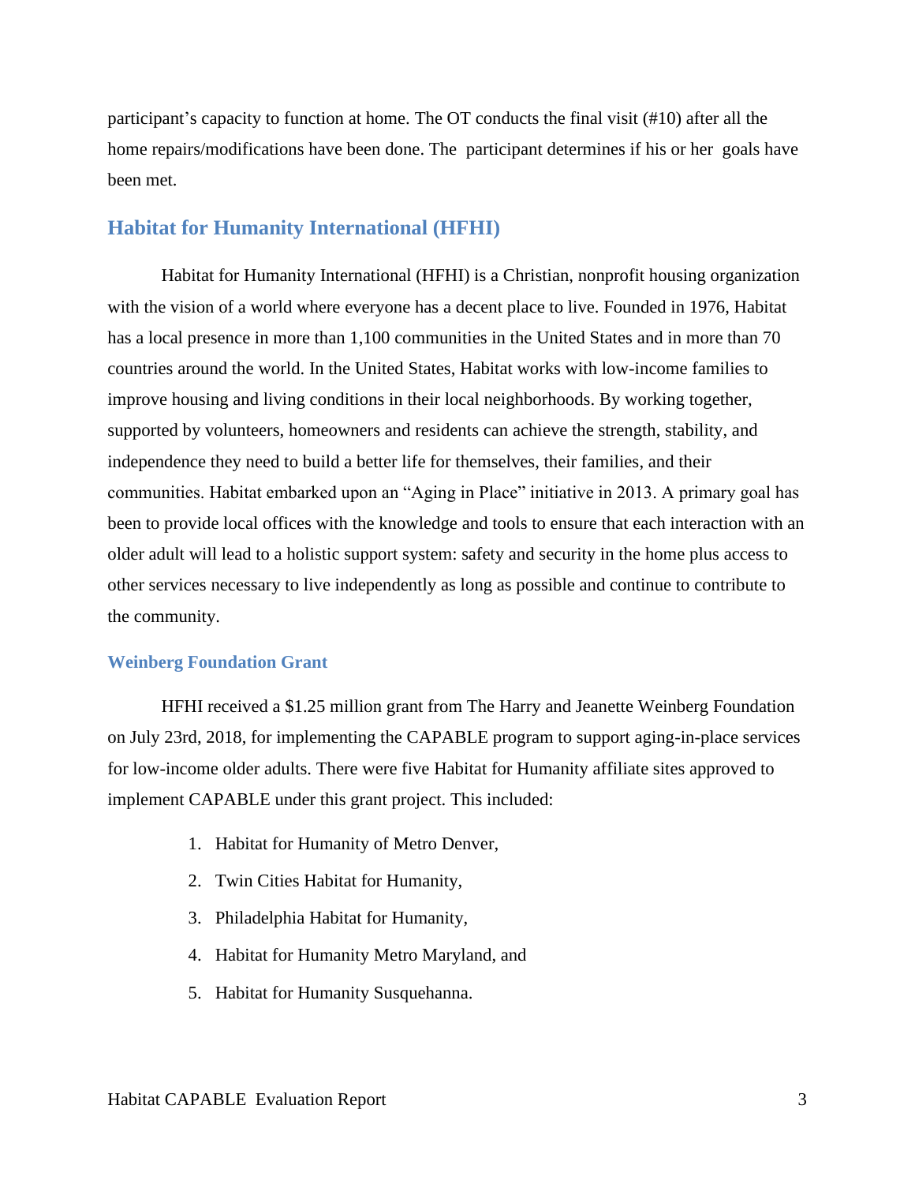participant's capacity to function at home. The OT conducts the final visit (#10) after all the home repairs/modifications have been done. The participant determines if his or her goals have been met.

## Habitat for Humanity International (HFHI)

Habitat for Humanity International (HFHI) is a Christian, nonprofit housing organization with the vision of a world where everyone has a decent place to live. Founded in 1976, Habitat has a local presence in more than 1,100 communities in the United States and in more than 70 countries around the world. In the United States, Habitat works with low-income families to improve housing and living conditions in their local neighborhoods. By working together, supported by volunteers, homeowners and residents can achieve the strength, stability, and independence they need to build a better life for themselves, their families, and their communities. Habitat embarked upon an "Aging in Place" initiative in 2013. A primary goal has been to provide local offices with the knowledge and tools to ensure that each interaction with an older adult will lead to a holistic support system: safety and security in the home plus access to other services necessary to live independently as long as possible and continue to contribute to the community.

### Weinberg Foundation Grant

HFHI received a $1.25 million grant from The Harry and Jeanette Weinberg Foundation on July 23rd, 2018, for implementing the CAPABLE program to support aging-in-place services for low-income older adults. There were five Habitat for Humanity affiliate sites approved to implement CAPABLE under this grant project. This included:

1. Habitat for Humanity of Metro Denver,
2. Twin Cities Habitat for Humanity,
3. Philadelphia Habitat for Humanity,
4. Habitat for Humanity Metro Maryland, and
5. Habitat for Humanity Susquehanna.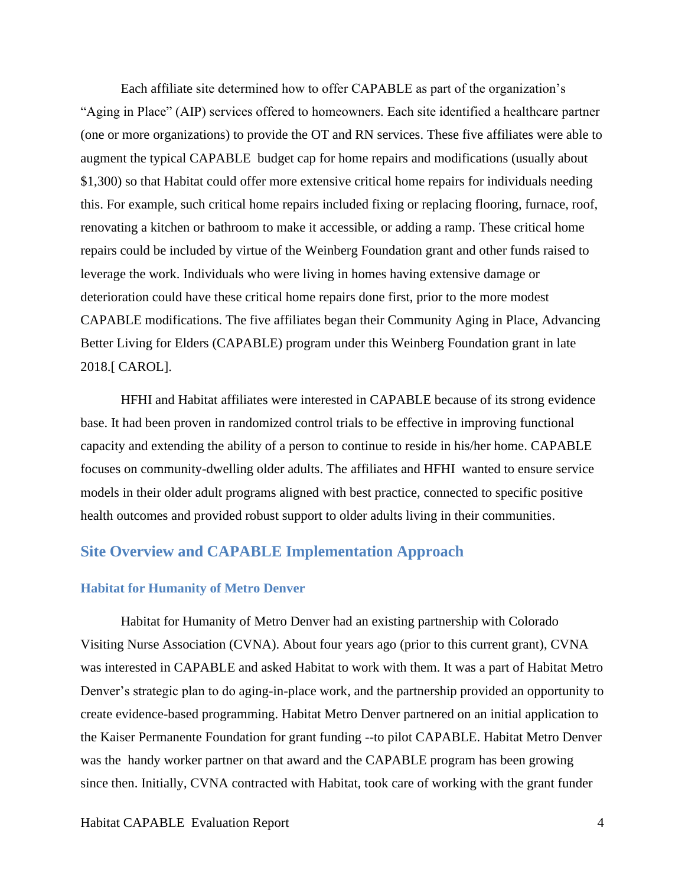Each affiliate site determined how to offer CAPABLE as part of the organization's "Aging in Place" (AIP) services offered to homeowners. Each site identified a healthcare partner (one or more organizations) to provide the OT and RN services. These five affiliates were able to augment the typical CAPABLE budget cap for home repairs and modifications (usually about $1,300) so that Habitat could offer more extensive critical home repairs for individuals needing this. For example, such critical home repairs included fixing or replacing flooring, furnace, roof, renovating a kitchen or bathroom to make it accessible, or adding a ramp. These critical home repairs could be included by virtue of the Weinberg Foundation grant and other funds raised to leverage the work. Individuals who were living in homes having extensive damage or deterioration could have these critical home repairs done first, prior to the more modest CAPABLE modifications. The five affiliates began their Community Aging in Place, Advancing Better Living for Elders (CAPABLE) program under this Weinberg Foundation grant in late 2018.[ CAROL].

HFHI and Habitat affiliates were interested in CAPABLE because of its strong evidence base. It had been proven in randomized control trials to be effective in improving functional capacity and extending the ability of a person to continue to reside in his/her home. CAPABLE focuses on community-dwelling older adults. The affiliates and HFHI wanted to ensure service models in their older adult programs aligned with best practice, connected to specific positive health outcomes and provided robust support to older adults living in their communities.

## Site Overview and CAPABLE Implementation Approach

### Habitat for Humanity of Metro Denver

Habitat for Humanity of Metro Denver had an existing partnership with Colorado Visiting Nurse Association (CVNA). About four years ago (prior to this current grant), CVNA was interested in CAPABLE and asked Habitat to work with them. It was a part of Habitat Metro Denver's strategic plan to do aging-in-place work, and the partnership provided an opportunity to create evidence-based programming. Habitat Metro Denver partnered on an initial application to the Kaiser Permanente Foundation for grant funding --to pilot CAPABLE. Habitat Metro Denver was the handy worker partner on that award and the CAPABLE program has been growing since then. Initially, CVNA contracted with Habitat, took care of working with the grant funder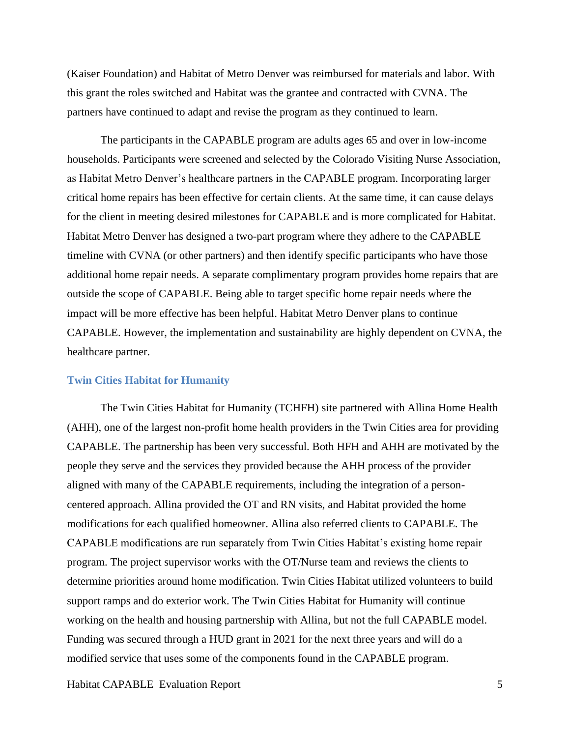(Kaiser Foundation) and Habitat of Metro Denver was reimbursed for materials and labor. With this grant the roles switched and Habitat was the grantee and contracted with CVNA. The partners have continued to adapt and revise the program as they continued to learn.

The participants in the CAPABLE program are adults ages 65 and over in low-income households. Participants were screened and selected by the Colorado Visiting Nurse Association, as Habitat Metro Denver's healthcare partners in the CAPABLE program. Incorporating larger critical home repairs has been effective for certain clients. At the same time, it can cause delays for the client in meeting desired milestones for CAPABLE and is more complicated for Habitat. Habitat Metro Denver has designed a two-part program where they adhere to the CAPABLE timeline with CVNA (or other partners) and then identify specific participants who have those additional home repair needs. A separate complimentary program provides home repairs that are outside the scope of CAPABLE. Being able to target specific home repair needs where the impact will be more effective has been helpful. Habitat Metro Denver plans to continue CAPABLE. However, the implementation and sustainability are highly dependent on CVNA, the healthcare partner.

### Twin Cities Habitat for Humanity

The Twin Cities Habitat for Humanity (TCHFH) site partnered with Allina Home Health (AHH), one of the largest non-profit home health providers in the Twin Cities area for providing CAPABLE. The partnership has been very successful. Both HFH and AHH are motivated by the people they serve and the services they provided because the AHH process of the provider aligned with many of the CAPABLE requirements, including the integration of a person-centered approach. Allina provided the OT and RN visits, and Habitat provided the home modifications for each qualified homeowner. Allina also referred clients to CAPABLE. The CAPABLE modifications are run separately from Twin Cities Habitat's existing home repair program. The project supervisor works with the OT/Nurse team and reviews the clients to determine priorities around home modification. Twin Cities Habitat utilized volunteers to build support ramps and do exterior work. The Twin Cities Habitat for Humanity will continue working on the health and housing partnership with Allina, but not the full CAPABLE model. Funding was secured through a HUD grant in 2021 for the next three years and will do a modified service that uses some of the components found in the CAPABLE program.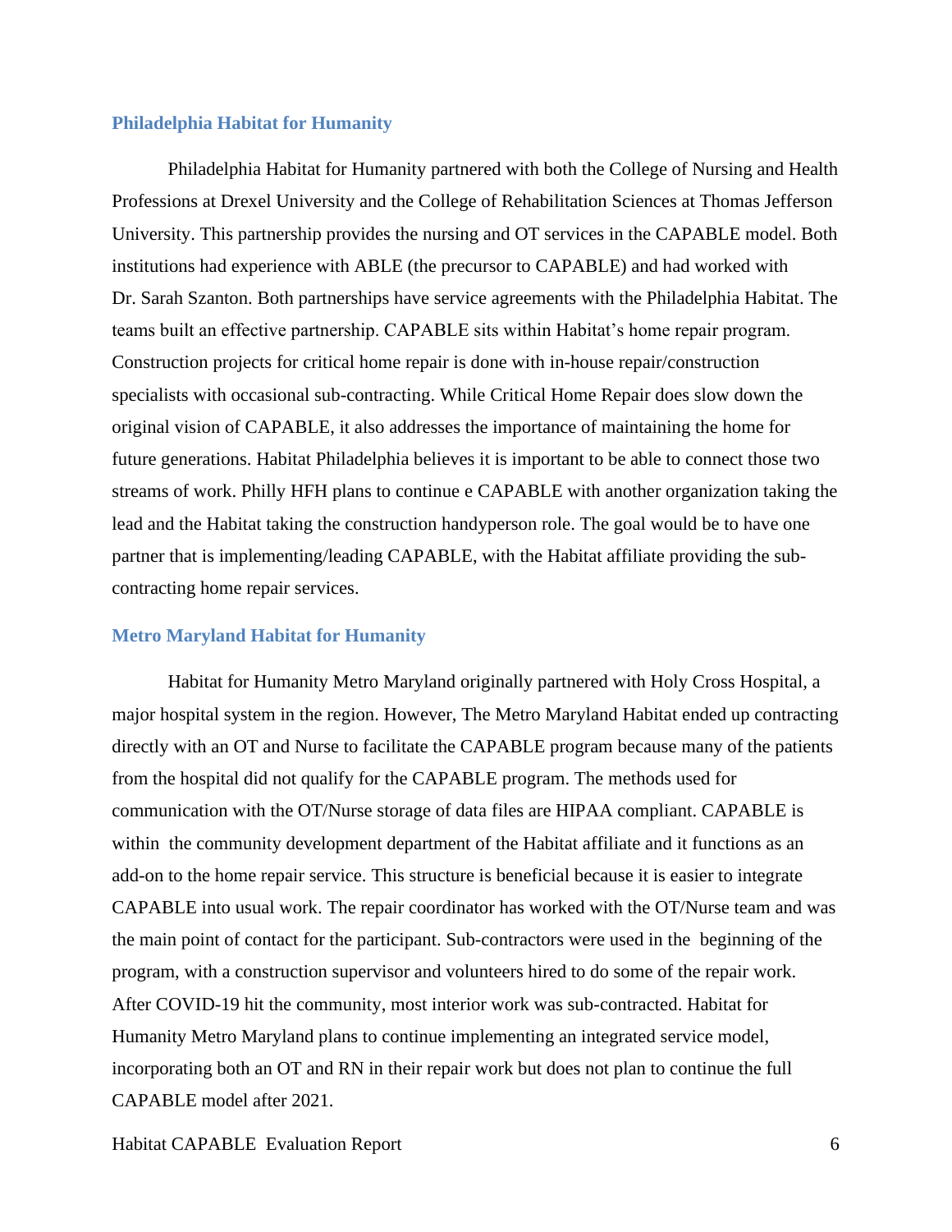### Philadelphia Habitat for Humanity

Philadelphia Habitat for Humanity partnered with both the College of Nursing and Health Professions at Drexel University and the College of Rehabilitation Sciences at Thomas Jefferson University. This partnership provides the nursing and OT services in the CAPABLE model. Both institutions had experience with ABLE (the precursor to CAPABLE) and had worked with Dr. Sarah Szanton. Both partnerships have service agreements with the Philadelphia Habitat. The teams built an effective partnership. CAPABLE sits within Habitat's home repair program. Construction projects for critical home repair is done with in-house repair/construction specialists with occasional sub-contracting. While Critical Home Repair does slow down the original vision of CAPABLE, it also addresses the importance of maintaining the home for future generations. Habitat Philadelphia believes it is important to be able to connect those two streams of work. Philly HFH plans to continue e CAPABLE with another organization taking the lead and the Habitat taking the construction handyperson role. The goal would be to have one partner that is implementing/leading CAPABLE, with the Habitat affiliate providing the sub-contracting home repair services.

### Metro Maryland Habitat for Humanity

Habitat for Humanity Metro Maryland originally partnered with Holy Cross Hospital, a major hospital system in the region. However, The Metro Maryland Habitat ended up contracting directly with an OT and Nurse to facilitate the CAPABLE program because many of the patients from the hospital did not qualify for the CAPABLE program. The methods used for communication with the OT/Nurse storage of data files are HIPAA compliant. CAPABLE is within the community development department of the Habitat affiliate and it functions as an add-on to the home repair service. This structure is beneficial because it is easier to integrate CAPABLE into usual work. The repair coordinator has worked with the OT/Nurse team and was the main point of contact for the participant. Sub-contractors were used in the beginning of the program, with a construction supervisor and volunteers hired to do some of the repair work. After COVID-19 hit the community, most interior work was sub-contracted. Habitat for Humanity Metro Maryland plans to continue implementing an integrated service model, incorporating both an OT and RN in their repair work but does not plan to continue the full CAPABLE model after 2021.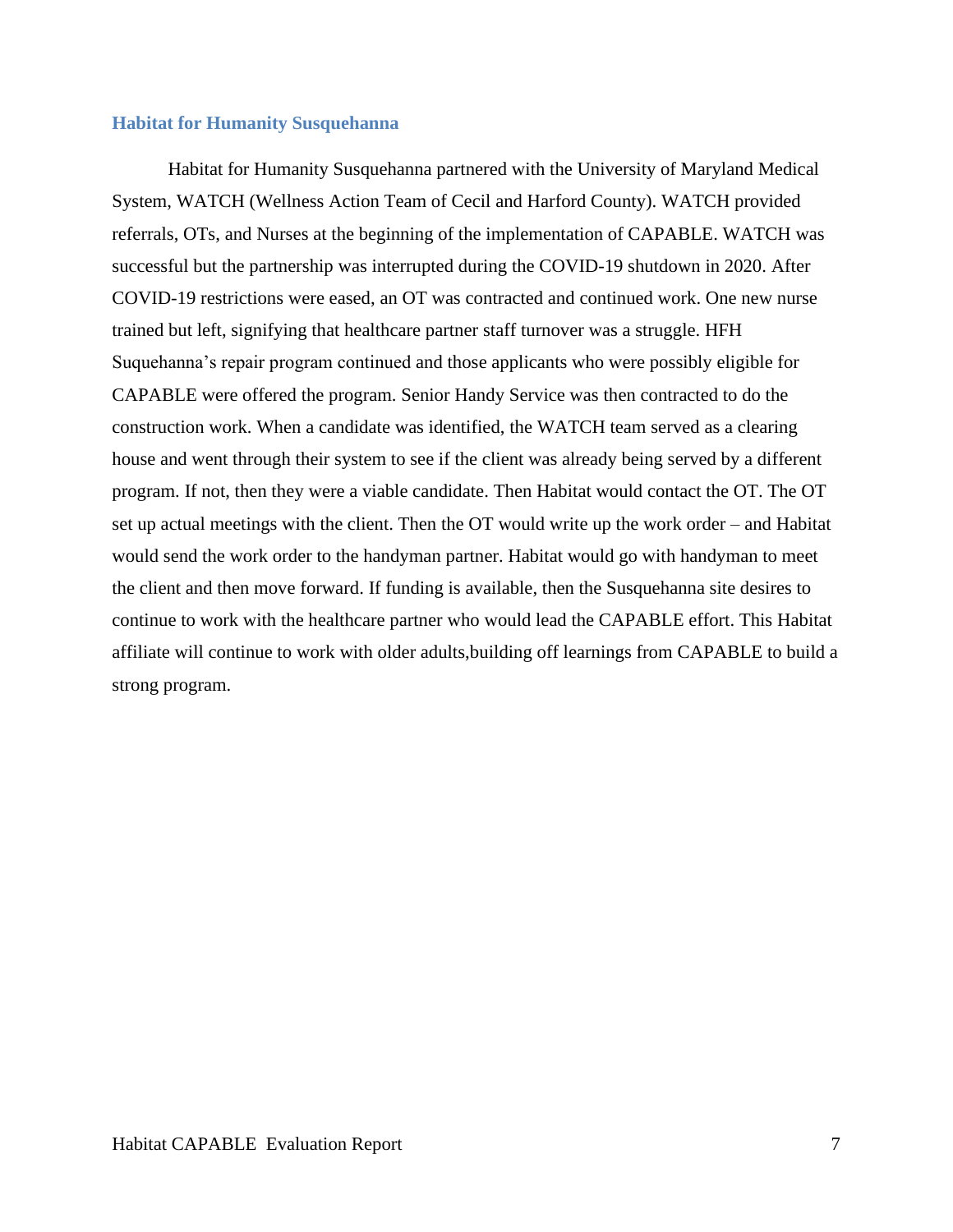### Habitat for Humanity Susquehanna

Habitat for Humanity Susquehanna partnered with the University of Maryland Medical System, WATCH (Wellness Action Team of Cecil and Harford County). WATCH provided referrals, OTs, and Nurses at the beginning of the implementation of CAPABLE. WATCH was successful but the partnership was interrupted during the COVID-19 shutdown in 2020. After COVID-19 restrictions were eased, an OT was contracted and continued work. One new nurse trained but left, signifying that healthcare partner staff turnover was a struggle. HFH Suquehanna's repair program continued and those applicants who were possibly eligible for CAPABLE were offered the program. Senior Handy Service was then contracted to do the construction work. When a candidate was identified, the WATCH team served as a clearing house and went through their system to see if the client was already being served by a different program. If not, then they were a viable candidate. Then Habitat would contact the OT. The OT set up actual meetings with the client. Then the OT would write up the work order – and Habitat would send the work order to the handyman partner. Habitat would go with handyman to meet the client and then move forward. If funding is available, then the Susquehanna site desires to continue to work with the healthcare partner who would lead the CAPABLE effort. This Habitat affiliate will continue to work with older adults,building off learnings from CAPABLE to build a strong program.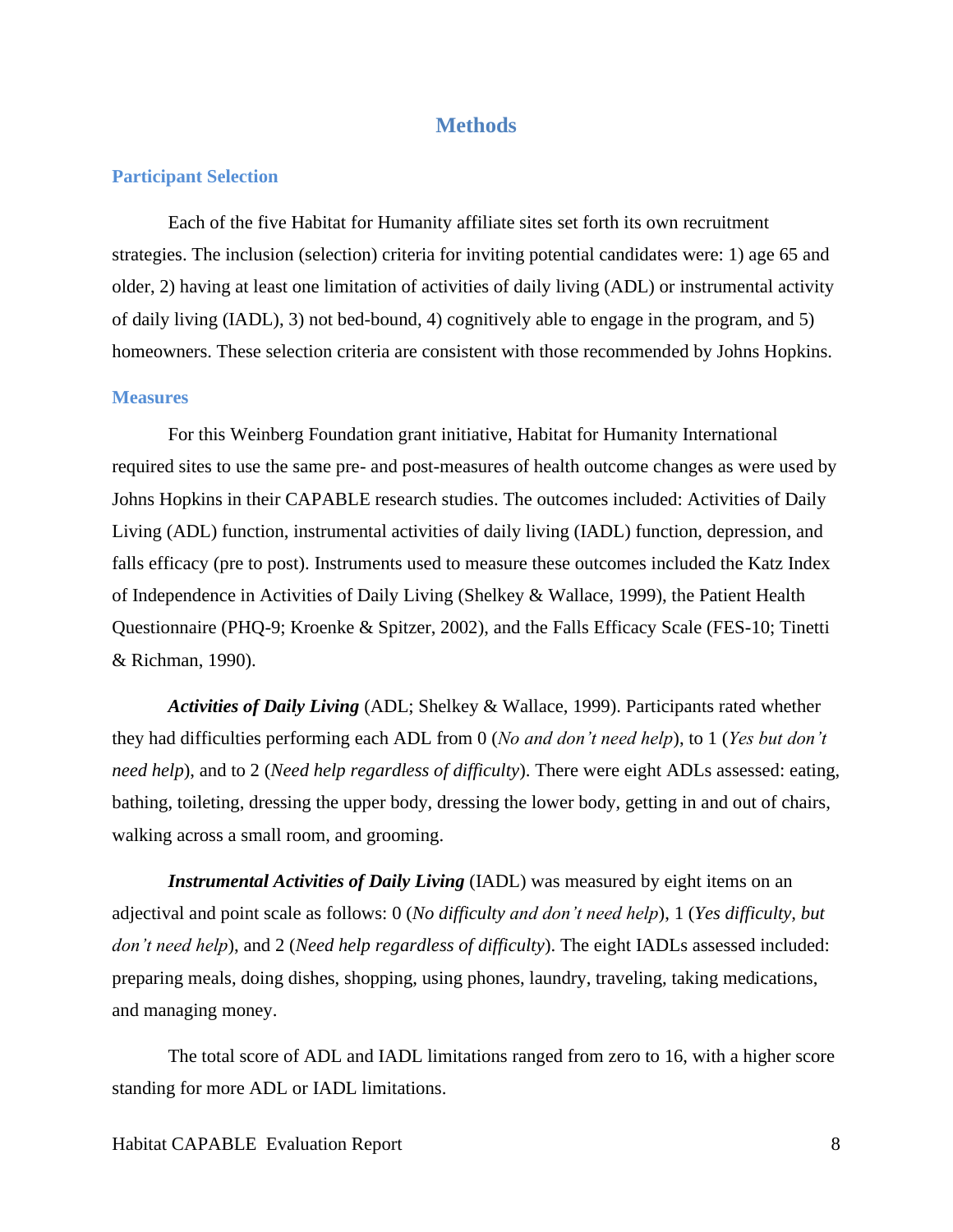# Methods

## Participant Selection

Each of the five Habitat for Humanity affiliate sites set forth its own recruitment strategies. The inclusion (selection) criteria for inviting potential candidates were: 1) age 65 and older, 2) having at least one limitation of activities of daily living (ADL) or instrumental activity of daily living (IADL), 3) not bed-bound, 4) cognitively able to engage in the program, and 5) homeowners. These selection criteria are consistent with those recommended by Johns Hopkins.

## Measures

For this Weinberg Foundation grant initiative, Habitat for Humanity International required sites to use the same pre- and post-measures of health outcome changes as were used by Johns Hopkins in their CAPABLE research studies. The outcomes included: Activities of Daily Living (ADL) function, instrumental activities of daily living (IADL) function, depression, and falls efficacy (pre to post). Instruments used to measure these outcomes included the Katz Index of Independence in Activities of Daily Living (Shelkey & Wallace, 1999), the Patient Health Questionnaire (PHQ-9; Kroenke & Spitzer, 2002), and the Falls Efficacy Scale (FES-10; Tinetti & Richman, 1990).

***Activities of Daily Living*** (ADL; Shelkey & Wallace, 1999). Participants rated whether they had difficulties performing each ADL from 0 (*No and don't need help*), to 1 (*Yes but don't need help*), and to 2 (*Need help regardless of difficulty*). There were eight ADLs assessed: eating, bathing, toileting, dressing the upper body, dressing the lower body, getting in and out of chairs, walking across a small room, and grooming.

***Instrumental Activities of Daily Living*** (IADL) was measured by eight items on an adjectival and point scale as follows: 0 (*No difficulty and don't need help*), 1 (*Yes difficulty, but don't need help*), and 2 (*Need help regardless of difficulty*). The eight IADLs assessed included: preparing meals, doing dishes, shopping, using phones, laundry, traveling, taking medications, and managing money.

The total score of ADL and IADL limitations ranged from zero to 16, with a higher score standing for more ADL or IADL limitations.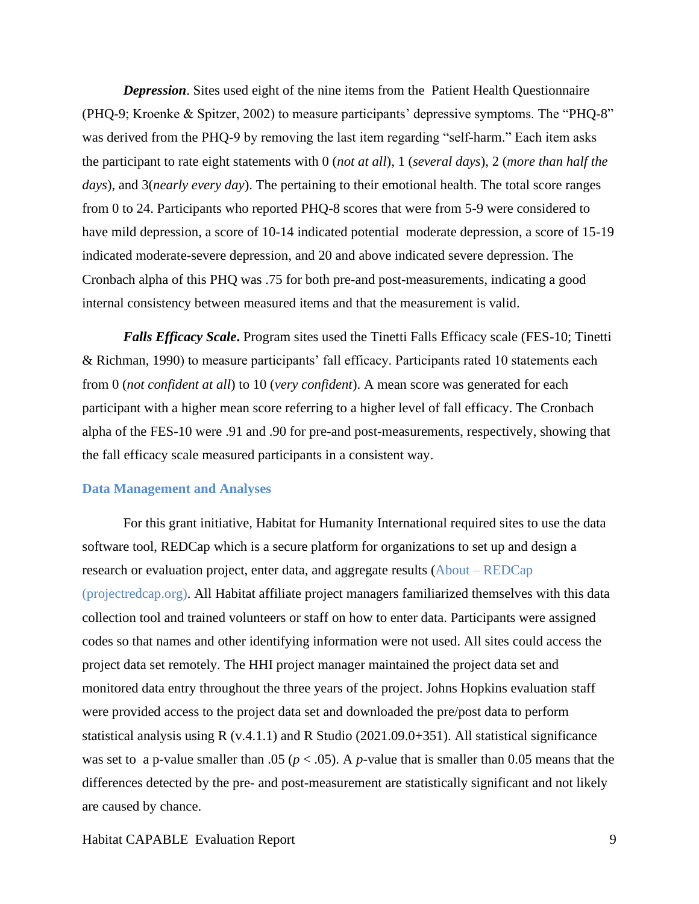***Depression***. Sites used eight of the nine items from the Patient Health Questionnaire (PHQ-9; Kroenke & Spitzer, 2002) to measure participants' depressive symptoms. The "PHQ-8" was derived from the PHQ-9 by removing the last item regarding "self-harm." Each item asks the participant to rate eight statements with 0 (*not at all*), 1 (*several days*), 2 (*more than half the days*), and 3(*nearly every day*). The pertaining to their emotional health. The total score ranges from 0 to 24. Participants who reported PHQ-8 scores that were from 5-9 were considered to have mild depression, a score of 10-14 indicated potential moderate depression, a score of 15-19 indicated moderate-severe depression, and 20 and above indicated severe depression. The Cronbach alpha of this PHQ was .75 for both pre-and post-measurements, indicating a good internal consistency between measured items and that the measurement is valid.

***Falls Efficacy Scale***. Program sites used the Tinetti Falls Efficacy scale (FES-10; Tinetti & Richman, 1990) to measure participants' fall efficacy. Participants rated 10 statements each from 0 (*not confident at all*) to 10 (*very confident*). A mean score was generated for each participant with a higher mean score referring to a higher level of fall efficacy. The Cronbach alpha of the FES-10 were .91 and .90 for pre-and post-measurements, respectively, showing that the fall efficacy scale measured participants in a consistent way.

### Data Management and Analyses

For this grant initiative, Habitat for Humanity International required sites to use the data software tool, REDCap which is a secure platform for organizations to set up and design a research or evaluation project, enter data, and aggregate results (About – REDCap (projectredcap.org). All Habitat affiliate project managers familiarized themselves with this data collection tool and trained volunteers or staff on how to enter data. Participants were assigned codes so that names and other identifying information were not used. All sites could access the project data set remotely. The HHI project manager maintained the project data set and monitored data entry throughout the three years of the project. Johns Hopkins evaluation staff were provided access to the project data set and downloaded the pre/post data to perform statistical analysis using R (v.4.1.1) and R Studio (2021.09.0+351). All statistical significance was set to a p-value smaller than .05 ($p < .05$). A $p$-value that is smaller than 0.05 means that the differences detected by the pre- and post-measurement are statistically significant and not likely are caused by chance.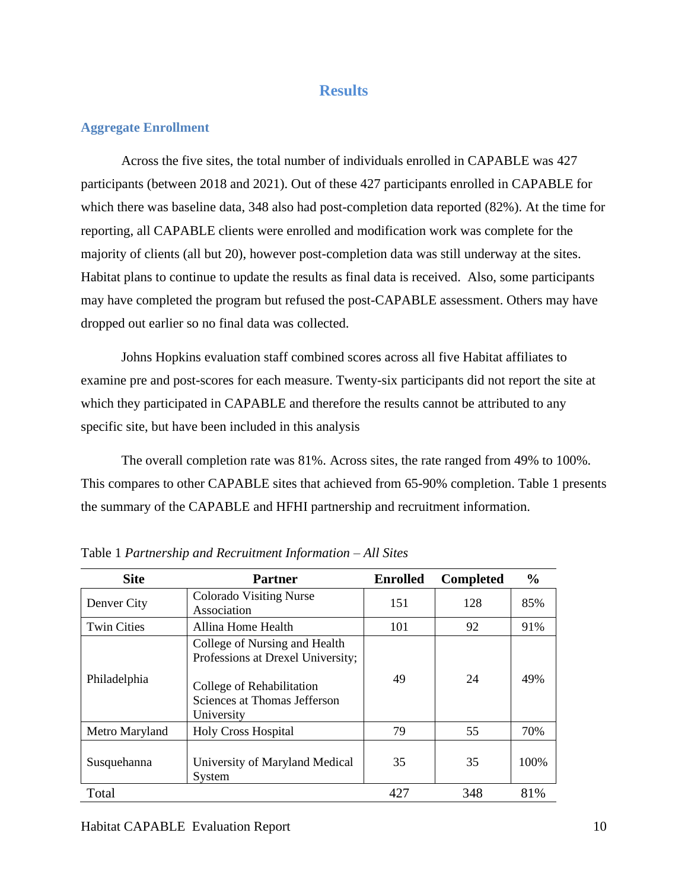# Results

## Aggregate Enrollment

Across the five sites, the total number of individuals enrolled in CAPABLE was 427 participants (between 2018 and 2021). Out of these 427 participants enrolled in CAPABLE for which there was baseline data, 348 also had post-completion data reported (82%). At the time for reporting, all CAPABLE clients were enrolled and modification work was complete for the majority of clients (all but 20), however post-completion data was still underway at the sites. Habitat plans to continue to update the results as final data is received. Also, some participants may have completed the program but refused the post-CAPABLE assessment. Others may have dropped out earlier so no final data was collected.

Johns Hopkins evaluation staff combined scores across all five Habitat affiliates to examine pre and post-scores for each measure. Twenty-six participants did not report the site at which they participated in CAPABLE and therefore the results cannot be attributed to any specific site, but have been included in this analysis

The overall completion rate was 81%. Across sites, the rate ranged from 49% to 100%. This compares to other CAPABLE sites that achieved from 65-90% completion. Table 1 presents the summary of the CAPABLE and HFHI partnership and recruitment information.

Table 1 *Partnership and Recruitment Information – All Sites*

| Site | Partner | Enrolled | Completed | % |
|---|---|---|---|---|
| Denver City | Colorado Visiting Nurse Association | 151 | 128 | 85% |
| Twin Cities | Allina Home Health | 101 | 92 | 91% |
| Philadelphia | College of Nursing and Health Professions at Drexel University; College of Rehabilitation Sciences at Thomas Jefferson University | 49 | 24 | 49% |
| Metro Maryland | Holy Cross Hospital | 79 | 55 | 70% |
| Susquehanna | University of Maryland Medical System | 35 | 35 | 100% |
| Total | | 427 | 348 | 81% |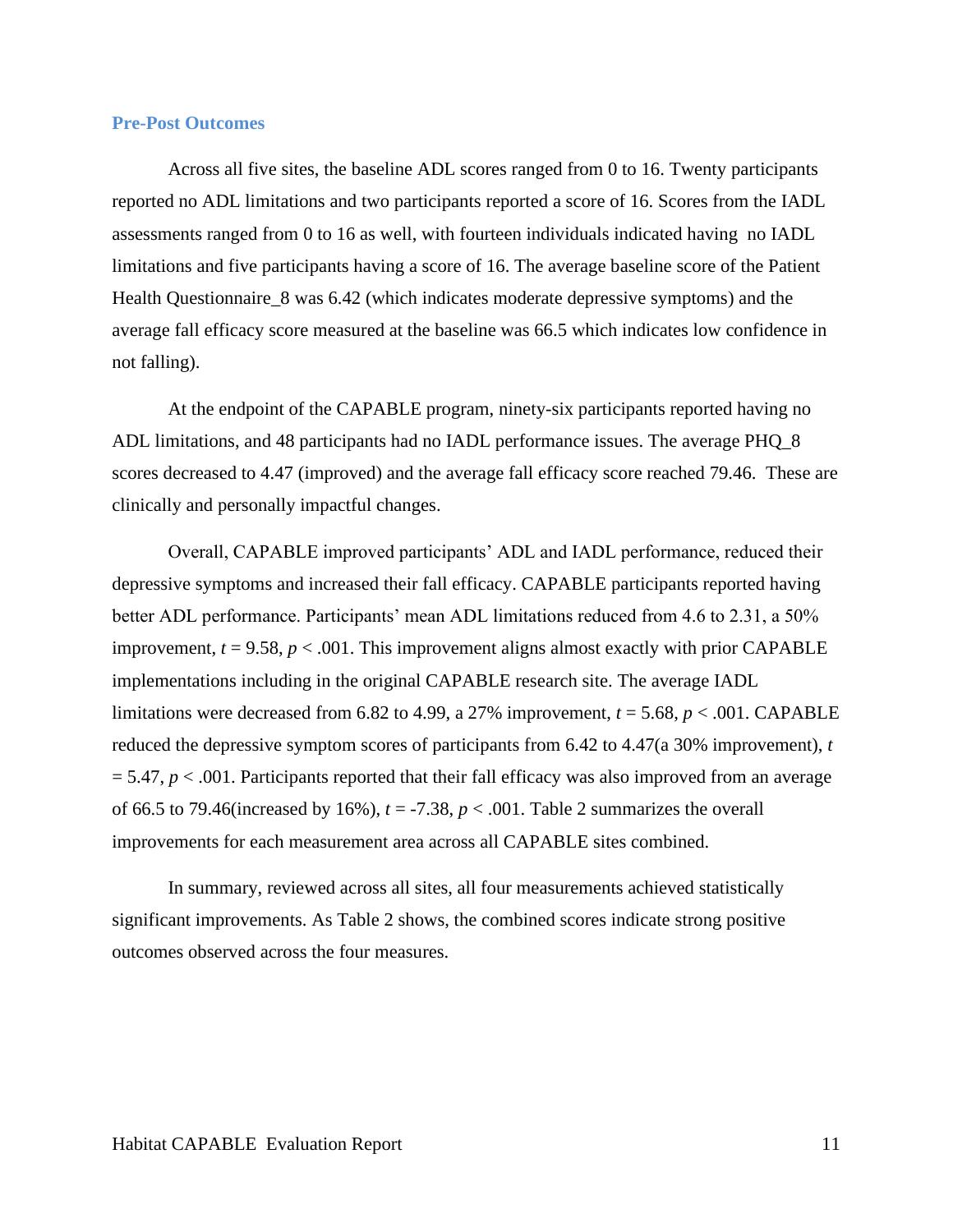## Pre-Post Outcomes

Across all five sites, the baseline ADL scores ranged from 0 to 16. Twenty participants reported no ADL limitations and two participants reported a score of 16. Scores from the IADL assessments ranged from 0 to 16 as well, with fourteen individuals indicated having no IADL limitations and five participants having a score of 16. The average baseline score of the Patient Health Questionnaire_8 was 6.42 (which indicates moderate depressive symptoms) and the average fall efficacy score measured at the baseline was 66.5 which indicates low confidence in not falling).

At the endpoint of the CAPABLE program, ninety-six participants reported having no ADL limitations, and 48 participants had no IADL performance issues. The average PHQ_8 scores decreased to 4.47 (improved) and the average fall efficacy score reached 79.46. These are clinically and personally impactful changes.

Overall, CAPABLE improved participants' ADL and IADL performance, reduced their depressive symptoms and increased their fall efficacy. CAPABLE participants reported having better ADL performance. Participants' mean ADL limitations reduced from 4.6 to 2.31, a 50% improvement, $t = 9.58$, $p < .001$. This improvement aligns almost exactly with prior CAPABLE implementations including in the original CAPABLE research site. The average IADL limitations were decreased from 6.82 to 4.99, a 27% improvement, $t = 5.68$, $p < .001$. CAPABLE reduced the depressive symptom scores of participants from 6.42 to 4.47(a 30% improvement), $t = 5.47$, $p < .001$. Participants reported that their fall efficacy was also improved from an average of 66.5 to 79.46(increased by 16%), $t = -7.38$, $p < .001$. Table 2 summarizes the overall improvements for each measurement area across all CAPABLE sites combined.

In summary, reviewed across all sites, all four measurements achieved statistically significant improvements. As Table 2 shows, the combined scores indicate strong positive outcomes observed across the four measures.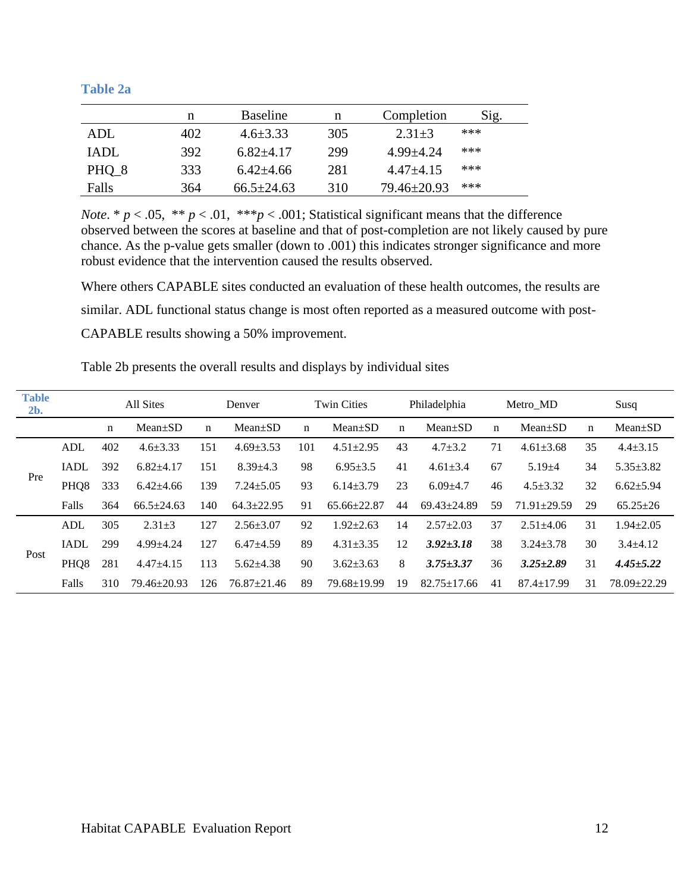**Table 2a**

| | n | Baseline | n | Completion | Sig. |
|---|---|---|---|---|---|
| ADL | 402 | 4.6±3.33 | 305 | 2.31±3 | *** |
| IADL | 392 | 6.82±4.17 | 299 | 4.99±4.24 | *** |
| PHQ_8 | 333 | 6.42±4.66 | 281 | 4.47±4.15 | *** |
| Falls | 364 | 66.5±24.63 | 310 | 79.46±20.93 | *** |

*Note*. * $p < .05$, ** $p < .01$, *** $p < .001$; Statistical significant means that the difference observed between the scores at baseline and that of post-completion are not likely caused by pure chance. As the p-value gets smaller (down to .001) this indicates stronger significance and more robust evidence that the intervention caused the results observed.

Where others CAPABLE sites conducted an evaluation of these health outcomes, the results are similar. ADL functional status change is most often reported as a measured outcome with post-CAPABLE results showing a 50% improvement.

Table 2b presents the overall results and displays by individual sites

| **Table 2b.** | | All Sites | | Denver | | Twin Cities | | Philadelphia | | Metro_MD | | Susq | |
|---|---|---|---|---|---|---|---|---|---|---|---|---|---|
| | | n | Mean±SD | n | Mean±SD | n | Mean±SD | n | Mean±SD | n | Mean±SD | n | Mean±SD |
| Pre | ADL | 402 | 4.6±3.33 | 151 | 4.69±3.53 | 101 | 4.51±2.95 | 43 | 4.7±3.2 | 71 | 4.61±3.68 | 35 | 4.4±3.15 |
| | IADL | 392 | 6.82±4.17 | 151 | 8.39±4.3 | 98 | 6.95±3.5 | 41 | 4.61±3.4 | 67 | 5.19±4 | 34 | 5.35±3.82 |
| | PHQ8 | 333 | 6.42±4.66 | 139 | 7.24±5.05 | 93 | 6.14±3.79 | 23 | 6.09±4.7 | 46 | 4.5±3.32 | 32 | 6.62±5.94 |
| | Falls | 364 | 66.5±24.63 | 140 | 64.3±22.95 | 91 | 65.66±22.87 | 44 | 69.43±24.89 | 59 | 71.91±29.59 | 29 | 65.25±26 |
| Post | ADL | 305 | 2.31±3 | 127 | 2.56±3.07 | 92 | 1.92±2.63 | 14 | 2.57±2.03 | 37 | 2.51±4.06 | 31 | 1.94±2.05 |
| | IADL | 299 | 4.99±4.24 | 127 | 6.47±4.59 | 89 | 4.31±3.35 | 12 | ***3.92±3.18*** | 38 | 3.24±3.78 | 30 | 3.4±4.12 |
| | PHQ8 | 281 | 4.47±4.15 | 113 | 5.62±4.38 | 90 | 3.62±3.63 | 8 | ***3.75±3.37*** | 36 | ***3.25±2.89*** | 31 | ***4.45±5.22*** |
| | Falls | 310 | 79.46±20.93 | 126 | 76.87±21.46 | 89 | 79.68±19.99 | 19 | 82.75±17.66 | 41 | 87.4±17.99 | 31 | 78.09±22.29 |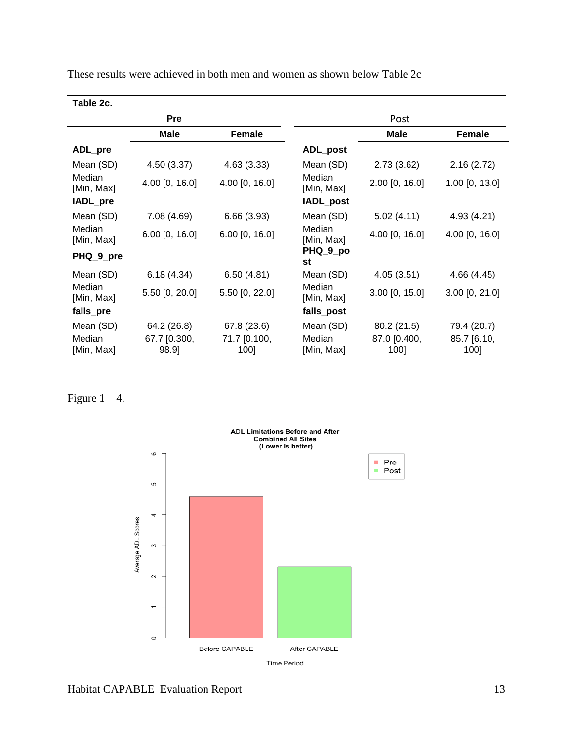These results were achieved in both men and women as shown below Table 2c

**Table 2c.**

| | Pre | | | Post | |
|---|---|---|---|---|---|
| | **Male** | **Female** | | **Male** | **Female** |
| **ADL_pre** | | | **ADL_post** | | |
| Mean (SD) | 4.50 (3.37) | 4.63 (3.33) | Mean (SD) | 2.73 (3.62) | 2.16 (2.72) |
| Median [Min, Max] | 4.00 [0, 16.0] | 4.00 [0, 16.0] | Median [Min, Max] | 2.00 [0, 16.0] | 1.00 [0, 13.0] |
| **IADL_pre** | | | **IADL_post** | | |
| Mean (SD) | 7.08 (4.69) | 6.66 (3.93) | Mean (SD) | 5.02 (4.11) | 4.93 (4.21) |
| Median [Min, Max] | 6.00 [0, 16.0] | 6.00 [0, 16.0] | Median [Min, Max] | 4.00 [0, 16.0] | 4.00 [0, 16.0] |
| **PHQ_9_pre** | | | **PHQ_9_post** | | |
| Mean (SD) | 6.18 (4.34) | 6.50 (4.81) | Mean (SD) | 4.05 (3.51) | 4.66 (4.45) |
| Median [Min, Max] | 5.50 [0, 20.0] | 5.50 [0, 22.0] | Median [Min, Max] | 3.00 [0, 15.0] | 3.00 [0, 21.0] |
| **falls_pre** | | | **falls_post** | | |
| Mean (SD) | 64.2 (26.8) | 67.8 (23.6) | Mean (SD) | 80.2 (21.5) | 79.4 (20.7) |
| Median [Min, Max] | 67.7 [0.300, 98.9] | 71.7 [0.100, 100] | Median [Min, Max] | 87.0 [0.400, 100] | 85.7 [6.10, 100] |

Figure 1 – 4.

ADL Limitations Before and After
Combined All Sites
(Lower is better)

Pre
Post

Average ADL Scores

0
1
2
3
4
5
6

Before CAPABLE
After CAPABLE

Time Period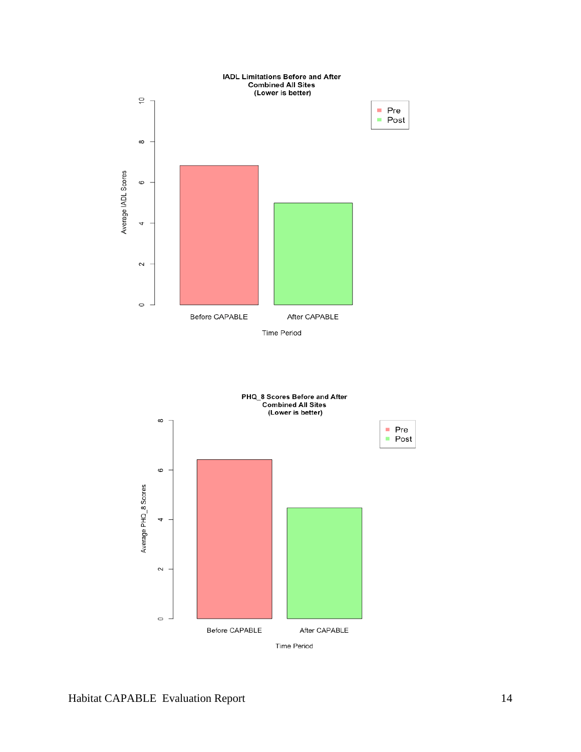IADL Limitations Before and After
Combined All Sites
(Lower is better)

Average IADL Scores

0
2
4
6
8
10

Pre
Post

Before CAPABLE
After CAPABLE

Time Period

PHQ_8 Scores Before and After
Combined All Sites
(Lower is better)

Average PHQ_8 Scores

0
2
4
6
8

Pre
Post

Before CAPABLE
After CAPABLE

Time Period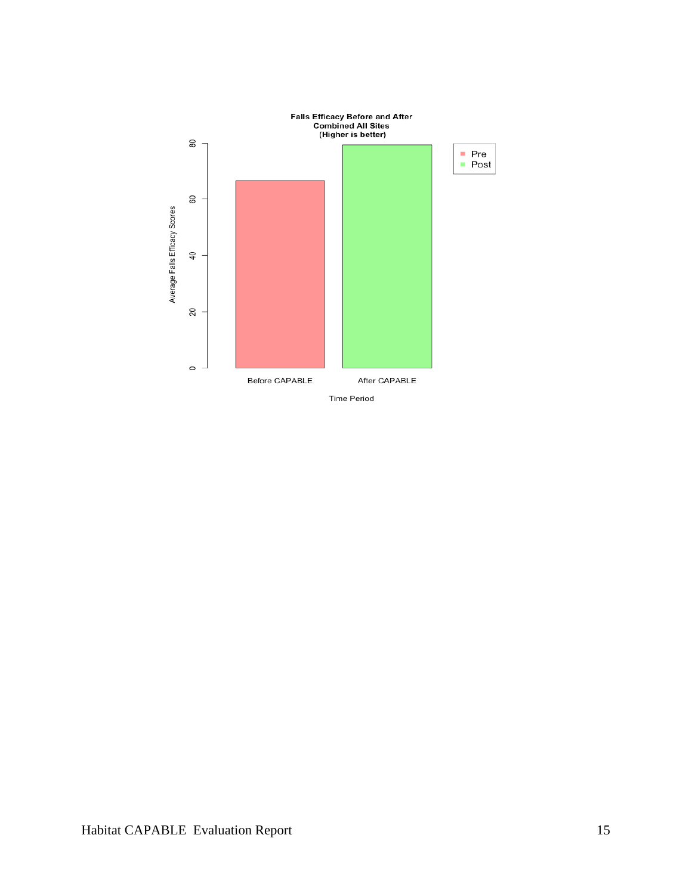**Falls Efficacy Before and After**
**Combined All Sites**
**(Higher is better)**

Average Falls Efficacy Scores

0, 20, 40, 60, 80

Before CAPABLE | After CAPABLE

Time Period

Pre
Post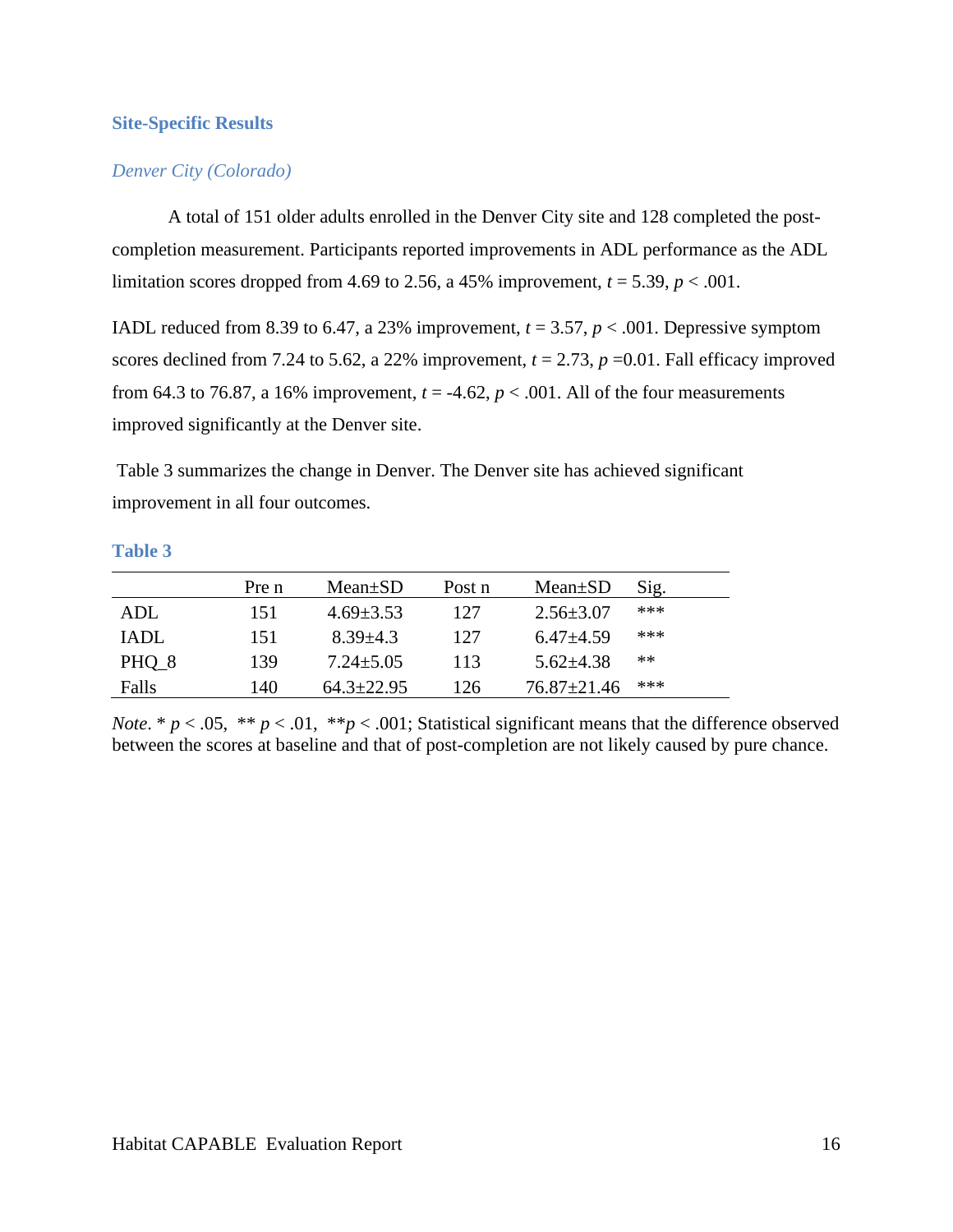## Site-Specific Results

### *Denver City (Colorado)*

A total of 151 older adults enrolled in the Denver City site and 128 completed the post-completion measurement. Participants reported improvements in ADL performance as the ADL limitation scores dropped from 4.69 to 2.56, a 45% improvement, $t = 5.39$, $p < .001$.

IADL reduced from 8.39 to 6.47, a 23% improvement, $t = 3.57$, $p < .001$. Depressive symptom scores declined from 7.24 to 5.62, a 22% improvement, $t = 2.73$, $p = 0.01$. Fall efficacy improved from 64.3 to 76.87, a 16% improvement, $t = -4.62$, $p < .001$. All of the four measurements improved significantly at the Denver site.

Table 3 summarizes the change in Denver. The Denver site has achieved significant improvement in all four outcomes.

**Table 3**

| | Pre n | Mean±SD | Post n | Mean±SD | Sig. |
|---|---|---|---|---|---|
| ADL | 151 | 4.69±3.53 | 127 | 2.56±3.07 | *** |
| IADL | 151 | 8.39±4.3 | 127 | 6.47±4.59 | *** |
| PHQ_8 | 139 | 7.24±5.05 | 113 | 5.62±4.38 | ** |
| Falls | 140 | 64.3±22.95 | 126 | 76.87±21.46 | *** |

*Note*. * $p < .05$, ** $p < .01$, ** $p < .001$; Statistical significant means that the difference observed between the scores at baseline and that of post-completion are not likely caused by pure chance.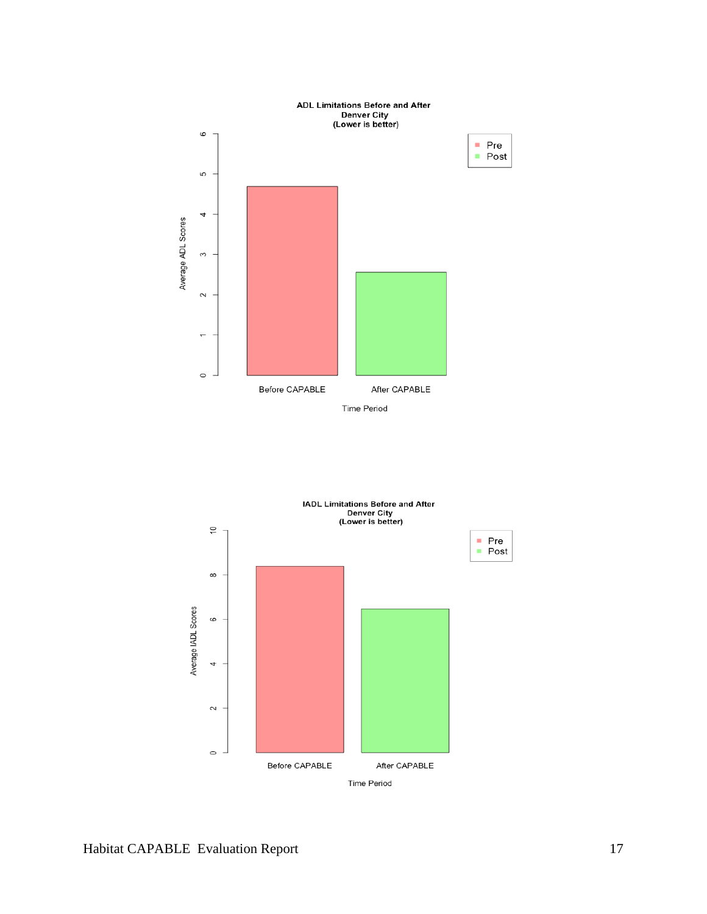ADL Limitations Before and After
Denver City
(Lower is better)

Average ADL Scores

0
1
2
3
4
5
6

Pre
Post

Before CAPABLE
After CAPABLE

Time Period

IADL Limitations Before and After
Denver City
(Lower is better)

Average IADL Scores

0
2
4
6
8
10

Pre
Post

Before CAPABLE
After CAPABLE

Time Period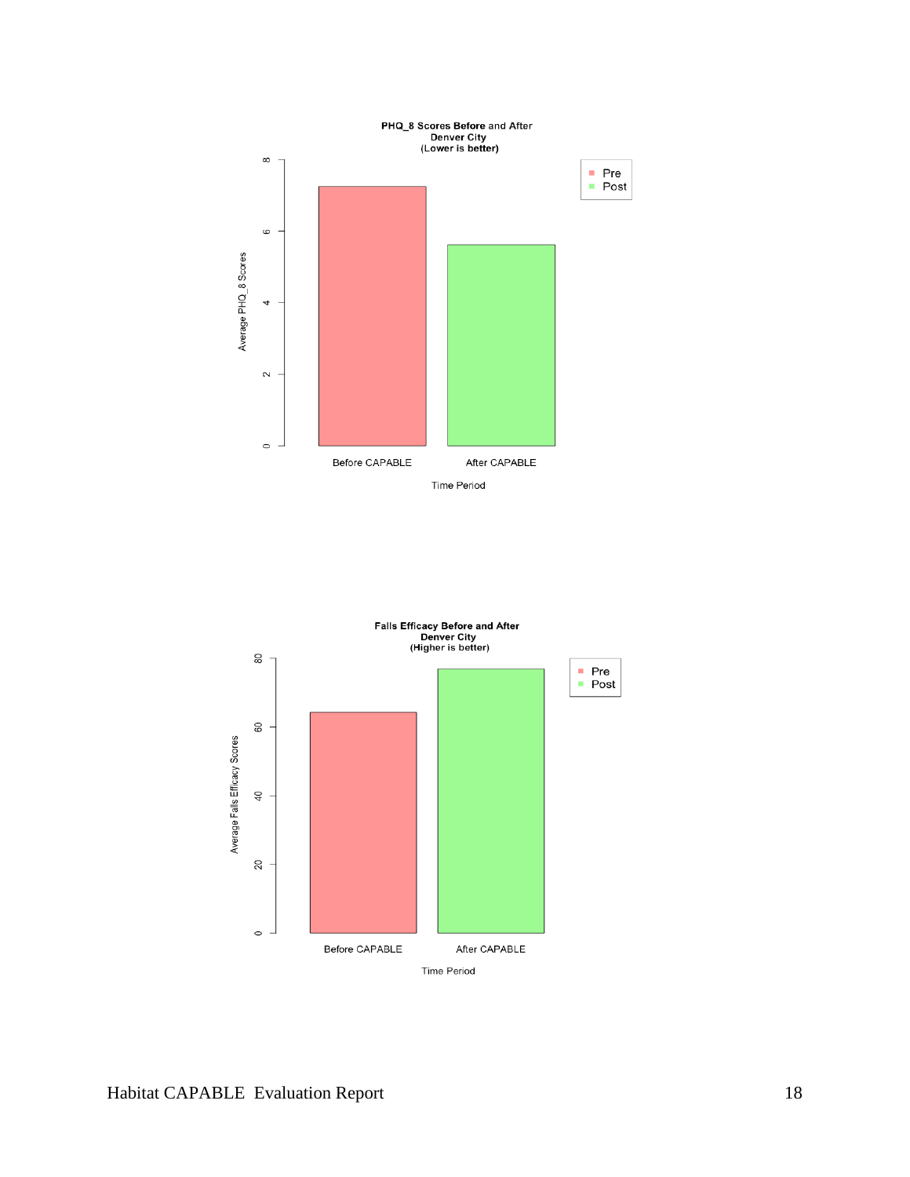PHQ_8 Scores Before and After
Denver City
(Lower is better)

Average PHQ_8 Scores

0
2
4
6
8

Pre
Post

Before CAPABLE
After CAPABLE

Time Period

Falls Efficacy Before and After
Denver City
(Higher is better)

Average Falls Efficacy Scores

0
20
40
60
80

Pre
Post

Before CAPABLE
After CAPABLE

Time Period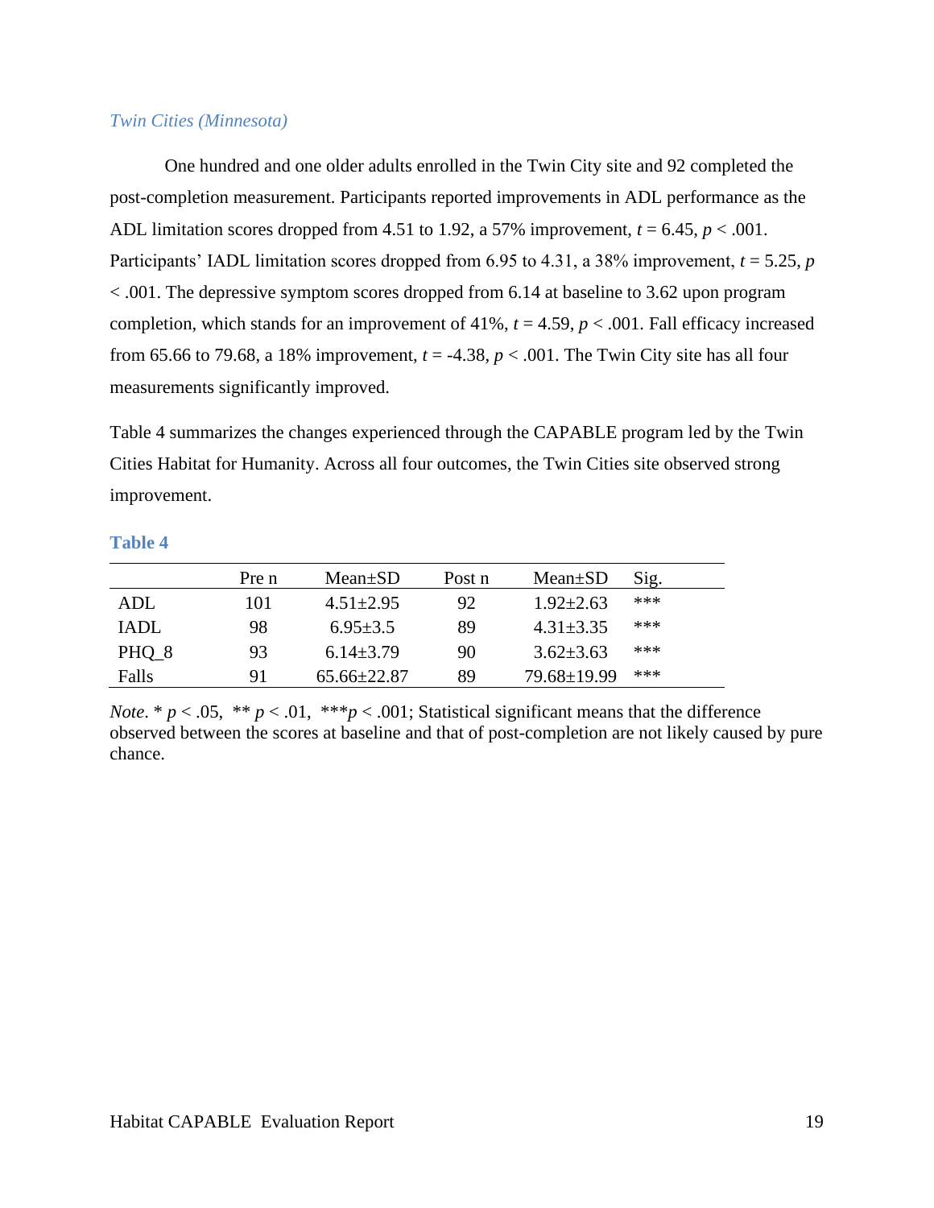### *Twin Cities (Minnesota)*

One hundred and one older adults enrolled in the Twin City site and 92 completed the post-completion measurement. Participants reported improvements in ADL performance as the ADL limitation scores dropped from 4.51 to 1.92, a 57% improvement, $t = 6.45$, $p < .001$. Participants' IADL limitation scores dropped from 6.95 to 4.31, a 38% improvement, $t = 5.25$, $p < .001$. The depressive symptom scores dropped from 6.14 at baseline to 3.62 upon program completion, which stands for an improvement of 41%, $t = 4.59$, $p < .001$. Fall efficacy increased from 65.66 to 79.68, a 18% improvement, $t = -4.38$, $p < .001$. The Twin City site has all four measurements significantly improved.

Table 4 summarizes the changes experienced through the CAPABLE program led by the Twin Cities Habitat for Humanity. Across all four outcomes, the Twin Cities site observed strong improvement.

**Table 4**

| | Pre n | Mean±SD | Post n | Mean±SD | Sig. |
|---|---|---|---|---|---|
| ADL | 101 | 4.51±2.95 | 92 | 1.92±2.63 | *** |
| IADL | 98 | 6.95±3.5 | 89 | 4.31±3.35 | *** |
| PHQ_8 | 93 | 6.14±3.79 | 90 | 3.62±3.63 | *** |
| Falls | 91 | 65.66±22.87 | 89 | 79.68±19.99 | *** |

*Note*. * $p < .05$, ** $p < .01$, ***$p < .001$; Statistical significant means that the difference observed between the scores at baseline and that of post-completion are not likely caused by pure chance.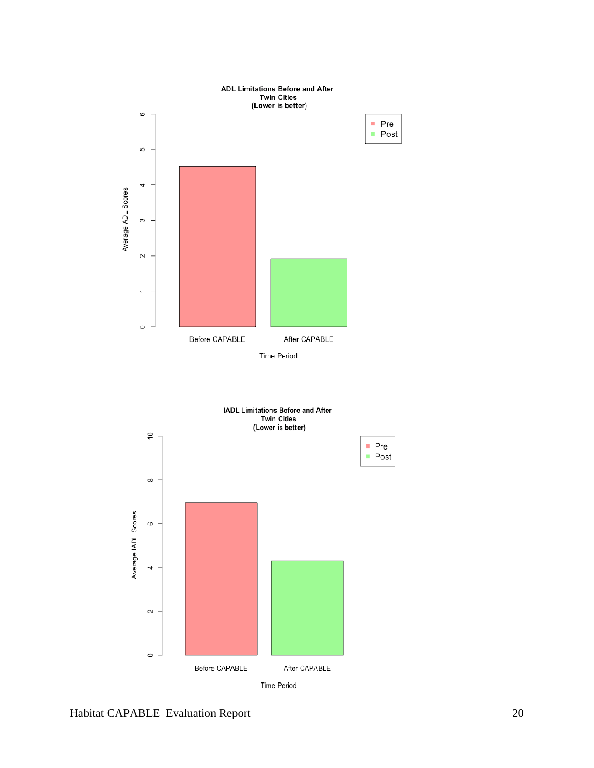ADL Limitations Before and After
Twin Cities
(Lower is better)

Average ADL Scores

0
1
2
3
4
5
6

Pre
Post

Before CAPABLE
After CAPABLE

Time Period

IADL Limitations Before and After
Twin Cities
(Lower is better)

Average IADL Scores

0
2
4
6
8
10

Pre
Post

Before CAPABLE
After CAPABLE

Time Period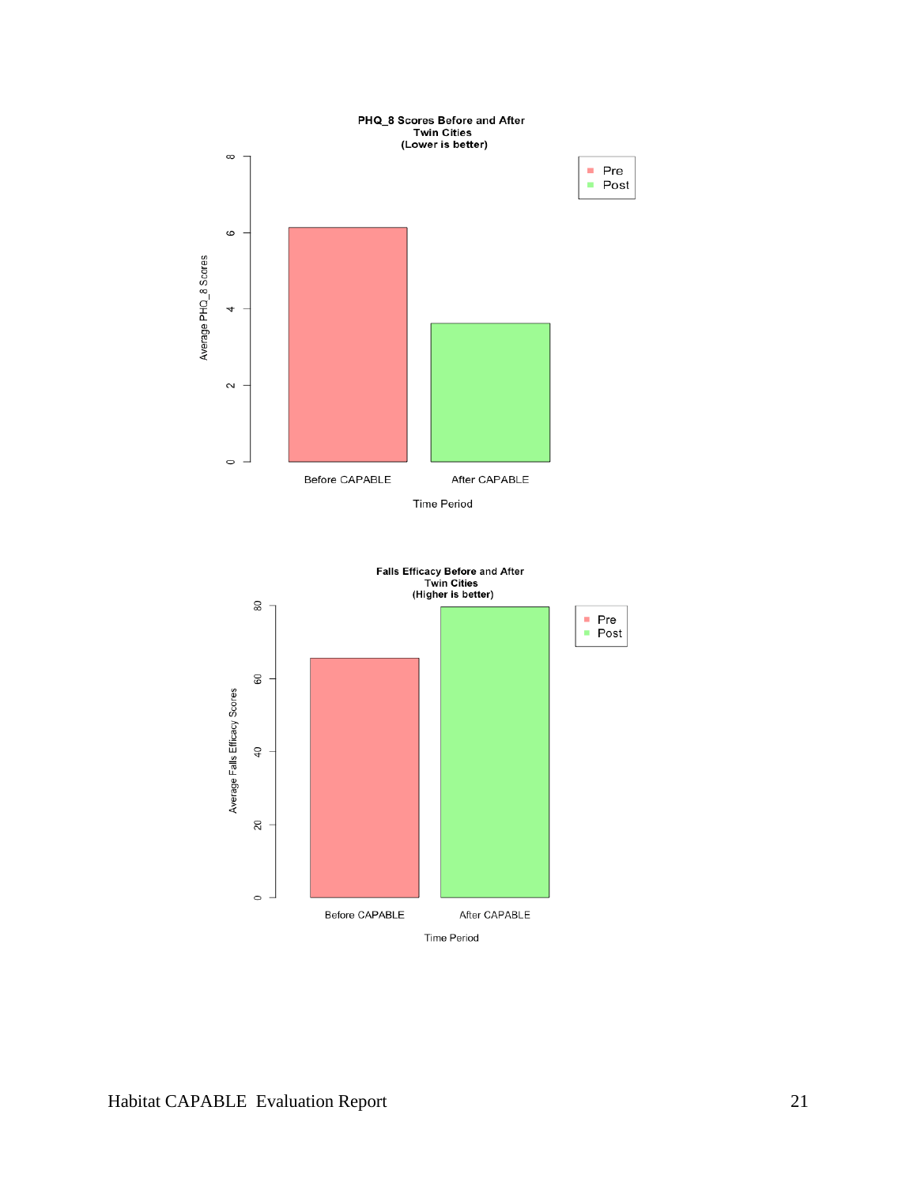PHQ_8 Scores Before and After
Twin Cities
(Lower is better)

Average PHQ_8 Scores

0
2
4
6
8

Pre
Post

Before CAPABLE
After CAPABLE

Time Period

Falls Efficacy Before and After
Twin Cities
(Higher is better)

Average Falls Efficacy Scores

0
20
40
60
80

Pre
Post

Before CAPABLE
After CAPABLE

Time Period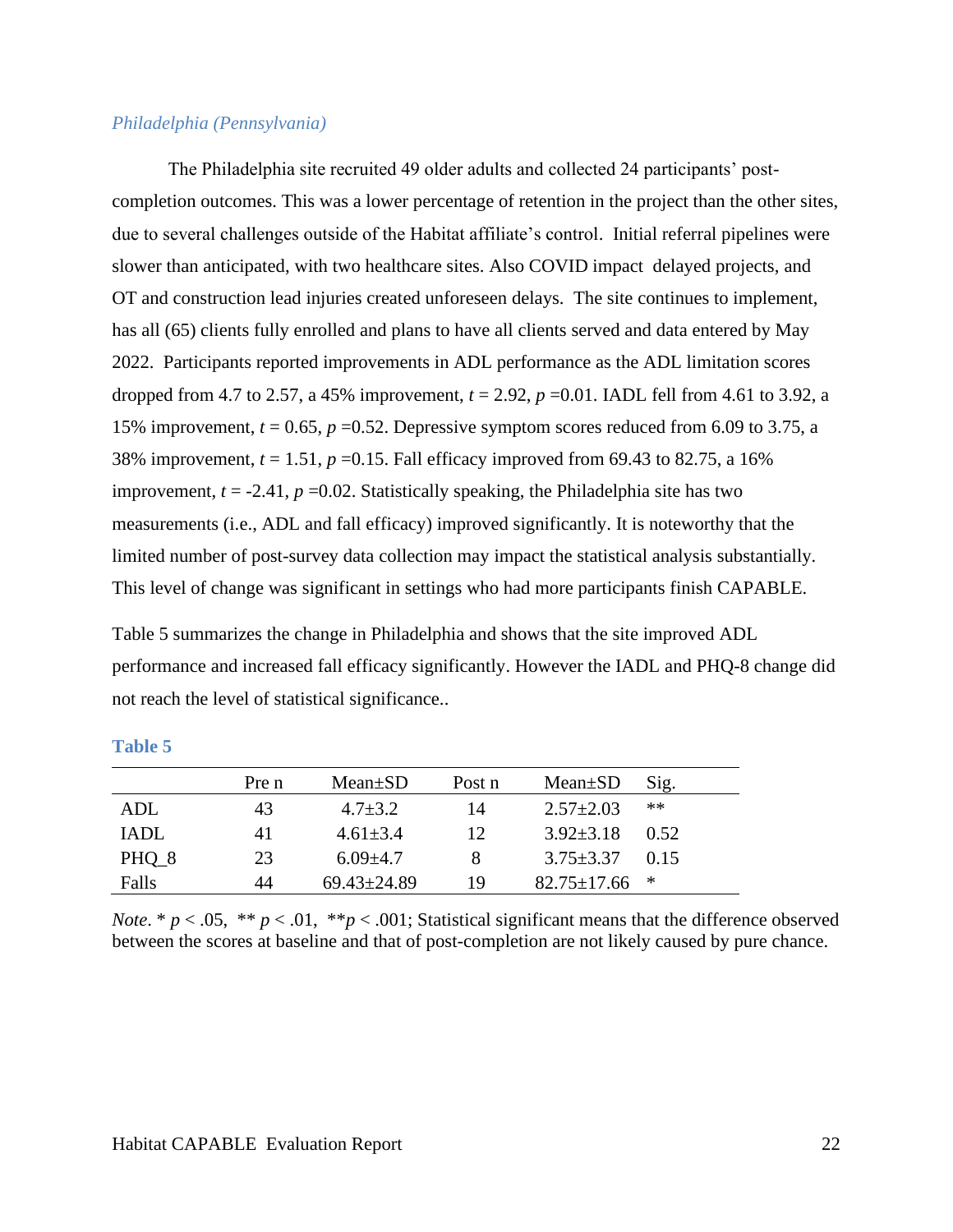*Philadelphia (Pennsylvania)*

The Philadelphia site recruited 49 older adults and collected 24 participants' post-completion outcomes. This was a lower percentage of retention in the project than the other sites, due to several challenges outside of the Habitat affiliate's control. Initial referral pipelines were slower than anticipated, with two healthcare sites. Also COVID impact delayed projects, and OT and construction lead injuries created unforeseen delays. The site continues to implement, has all (65) clients fully enrolled and plans to have all clients served and data entered by May 2022. Participants reported improvements in ADL performance as the ADL limitation scores dropped from 4.7 to 2.57, a 45% improvement, $t$ = 2.92, $p$ =0.01. IADL fell from 4.61 to 3.92, a 15% improvement, $t$ = 0.65, $p$ =0.52. Depressive symptom scores reduced from 6.09 to 3.75, a 38% improvement, $t$ = 1.51, $p$ =0.15. Fall efficacy improved from 69.43 to 82.75, a 16% improvement, $t$ = -2.41, $p$ =0.02. Statistically speaking, the Philadelphia site has two measurements (i.e., ADL and fall efficacy) improved significantly. It is noteworthy that the limited number of post-survey data collection may impact the statistical analysis substantially. This level of change was significant in settings who had more participants finish CAPABLE.

Table 5 summarizes the change in Philadelphia and shows that the site improved ADL performance and increased fall efficacy significantly. However the IADL and PHQ-8 change did not reach the level of statistical significance..

**Table 5**

| | Pre n | Mean±SD | Post n | Mean±SD | Sig. |
|---|---|---|---|---|---|
| ADL | 43 | 4.7±3.2 | 14 | 2.57±2.03 | ** |
| IADL | 41 | 4.61±3.4 | 12 | 3.92±3.18 | 0.52 |
| PHQ_8 | 23 | 6.09±4.7 | 8 | 3.75±3.37 | 0.15 |
| Falls | 44 | 69.43±24.89 | 19 | 82.75±17.66 | * |

*Note*. * $p$ < .05, ** $p$ < .01, **$p$ < .001; Statistical significant means that the difference observed between the scores at baseline and that of post-completion are not likely caused by pure chance.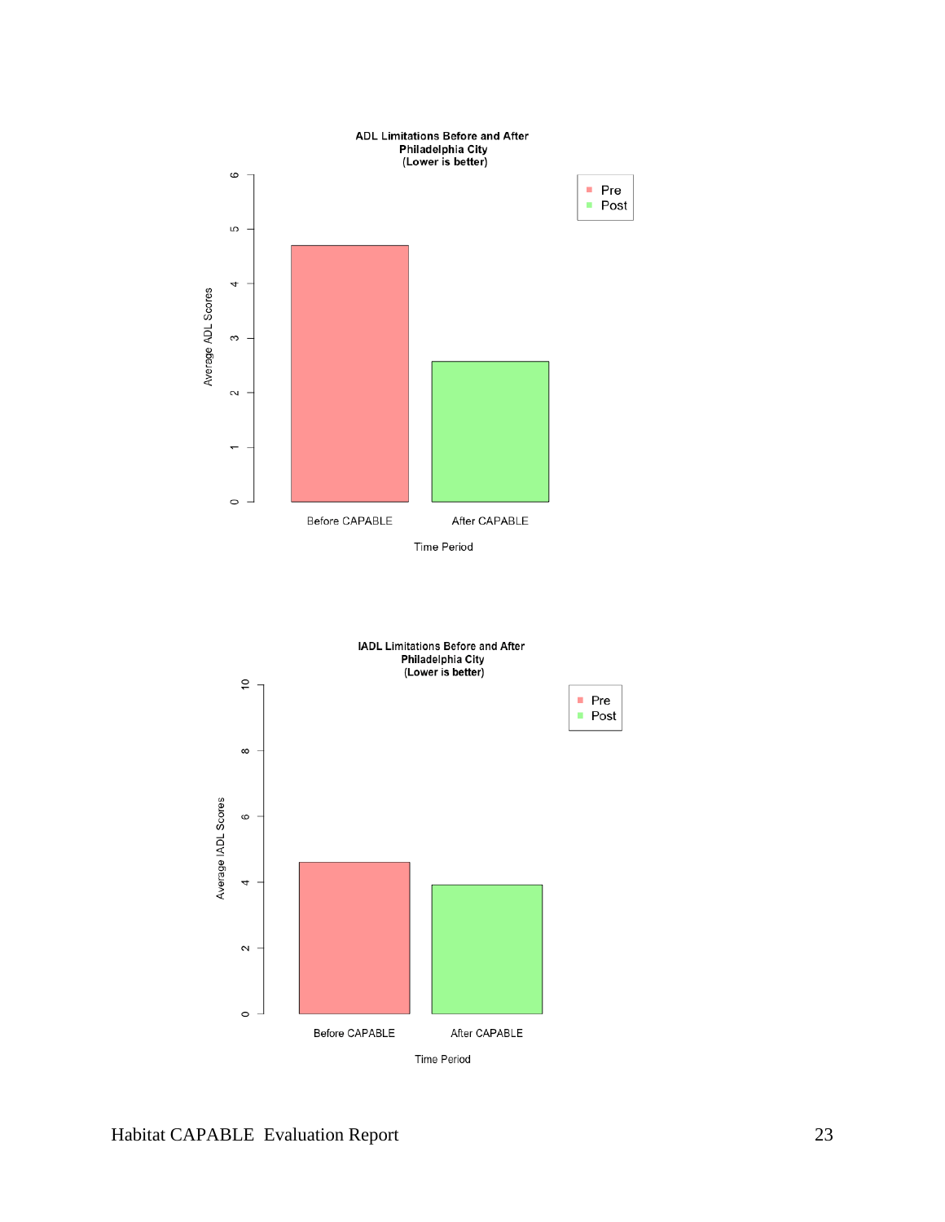ADL Limitations Before and After
Philadelphia City
(Lower is better)

Average ADL Scores

0
1
2
3
4
5
6

Pre
Post

Before CAPABLE
After CAPABLE

Time Period

IADL Limitations Before and After
Philadelphia City
(Lower is better)

Average IADL Scores

0
2
4
6
8
10

Pre
Post

Before CAPABLE
After CAPABLE

Time Period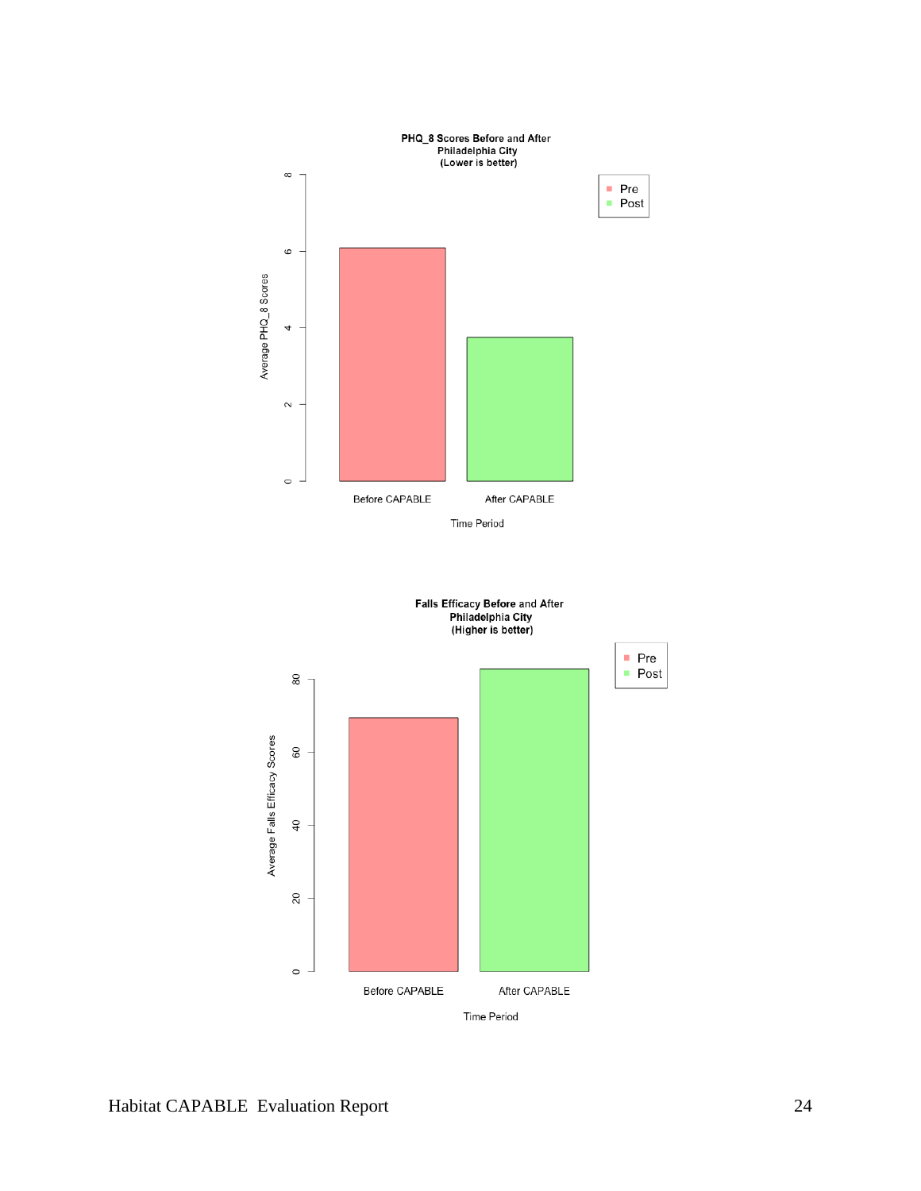PHQ_8 Scores Before and After
Philadelphia City
(Lower is better)

Pre
Post

Average PHQ_8 Scores

0
2
4
6
8

Before CAPABLE
After CAPABLE

Time Period

Falls Efficacy Before and After
Philadelphia City
(Higher is better)

Pre
Post

Average Falls Efficacy Scores

0
20
40
60
80

Before CAPABLE
After CAPABLE

Time Period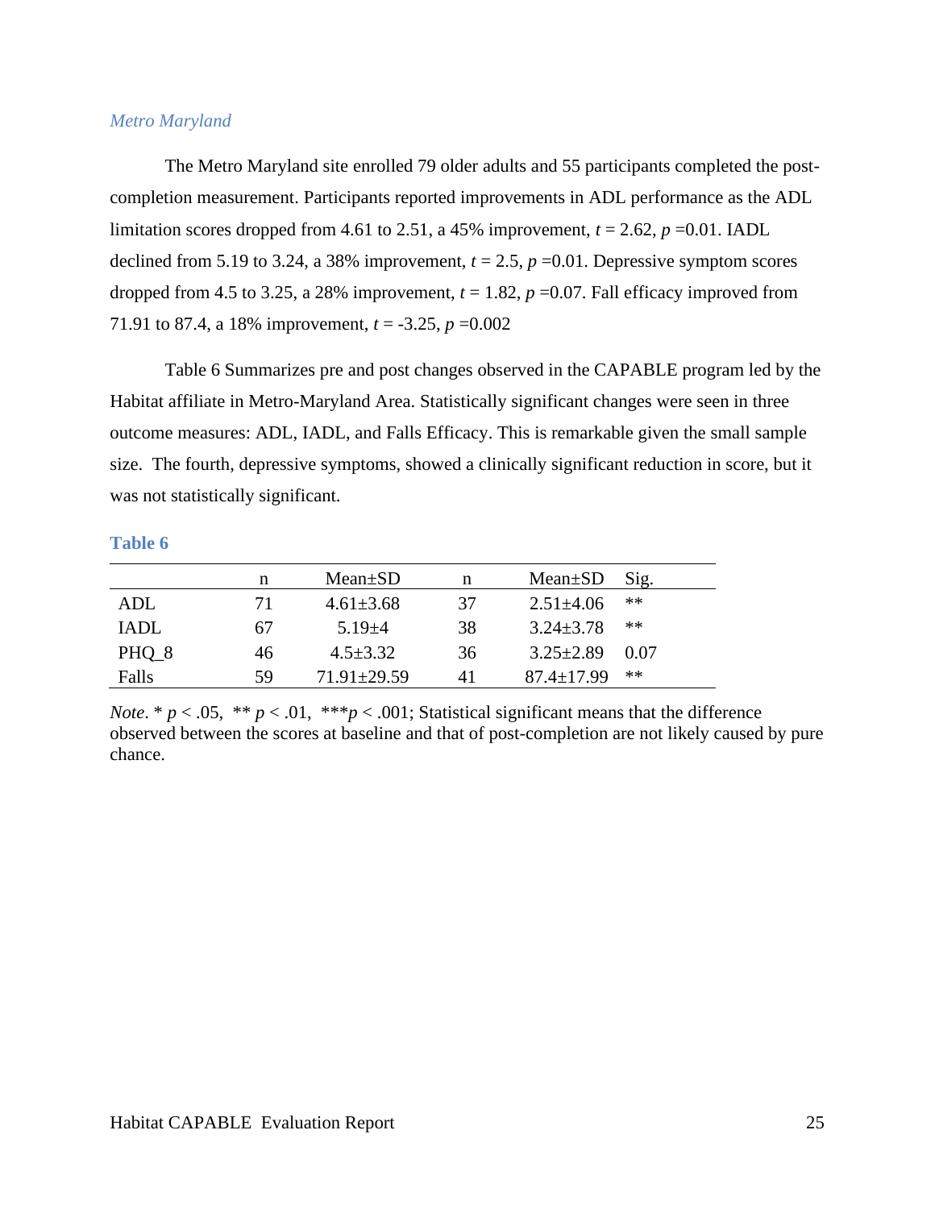*Metro Maryland*

The Metro Maryland site enrolled 79 older adults and 55 participants completed the post-completion measurement. Participants reported improvements in ADL performance as the ADL limitation scores dropped from 4.61 to 2.51, a 45% improvement, $t = 2.62$, $p = 0.01$. IADL declined from 5.19 to 3.24, a 38% improvement, $t = 2.5$, $p = 0.01$. Depressive symptom scores dropped from 4.5 to 3.25, a 28% improvement, $t = 1.82$, $p = 0.07$. Fall efficacy improved from 71.91 to 87.4, a 18% improvement, $t = -3.25$, $p = 0.002$

Table 6 Summarizes pre and post changes observed in the CAPABLE program led by the Habitat affiliate in Metro-Maryland Area. Statistically significant changes were seen in three outcome measures: ADL, IADL, and Falls Efficacy. This is remarkable given the small sample size. The fourth, depressive symptoms, showed a clinically significant reduction in score, but it was not statistically significant.

**Table 6**

| | n | Mean±SD | n | Mean±SD | Sig. |
|---|---|---|---|---|---|
| ADL | 71 | 4.61±3.68 | 37 | 2.51±4.06 | ** |
| IADL | 67 | 5.19±4 | 38 | 3.24±3.78 | ** |
| PHQ_8 | 46 | 4.5±3.32 | 36 | 3.25±2.89 | 0.07 |
| Falls | 59 | 71.91±29.59 | 41 | 87.4±17.99 | ** |

*Note*. * $p < .05$, ** $p < .01$, *** $p < .001$; Statistical significant means that the difference observed between the scores at baseline and that of post-completion are not likely caused by pure chance.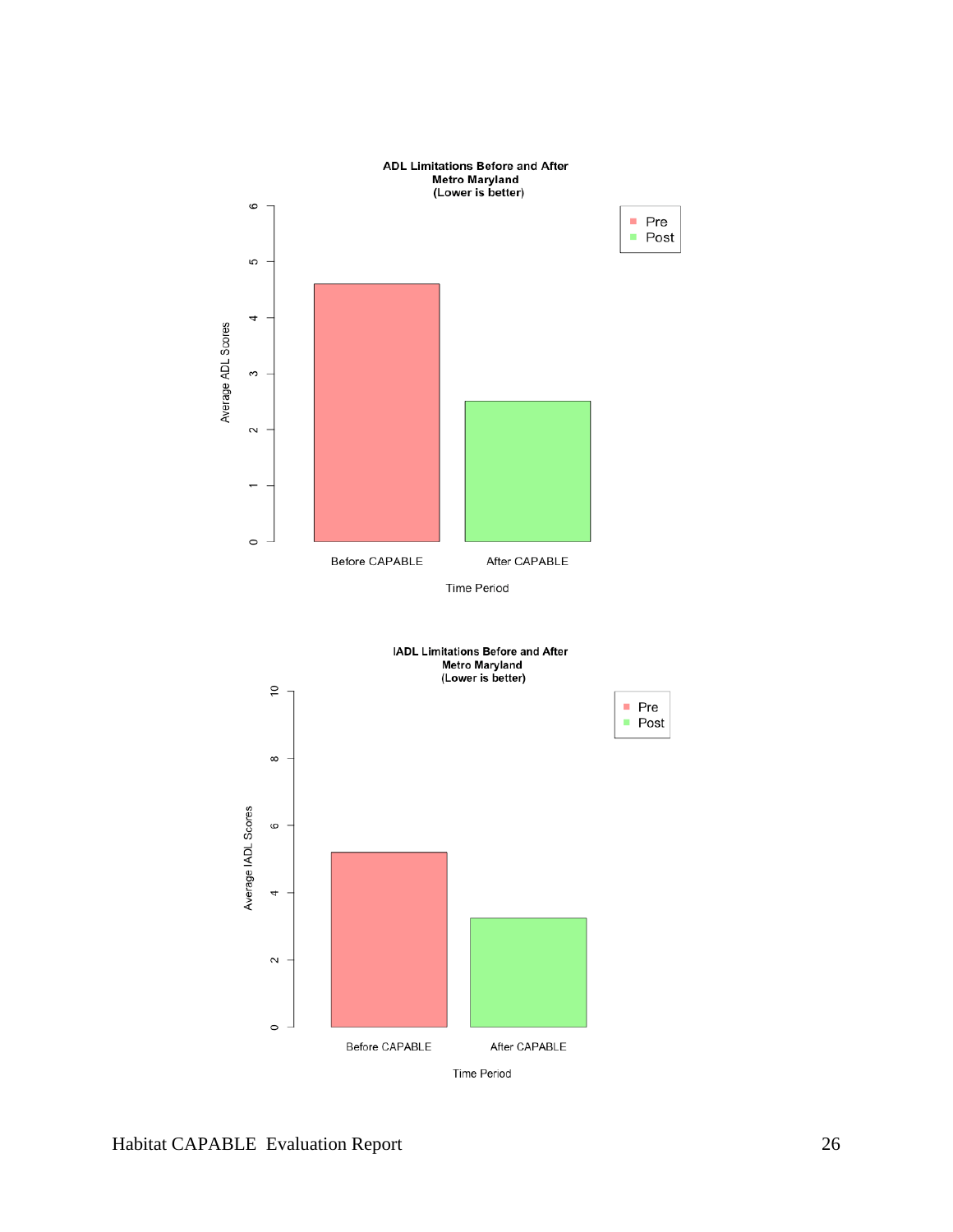ADL Limitations Before and After
Metro Maryland
(Lower is better)

Average ADL Scores

0
1
2
3
4
5
6

Pre
Post

Before CAPABLE
After CAPABLE

Time Period

IADL Limitations Before and After
Metro Maryland
(Lower is better)

Average IADL Scores

0
2
4
6
8
10

Pre
Post

Before CAPABLE
After CAPABLE

Time Period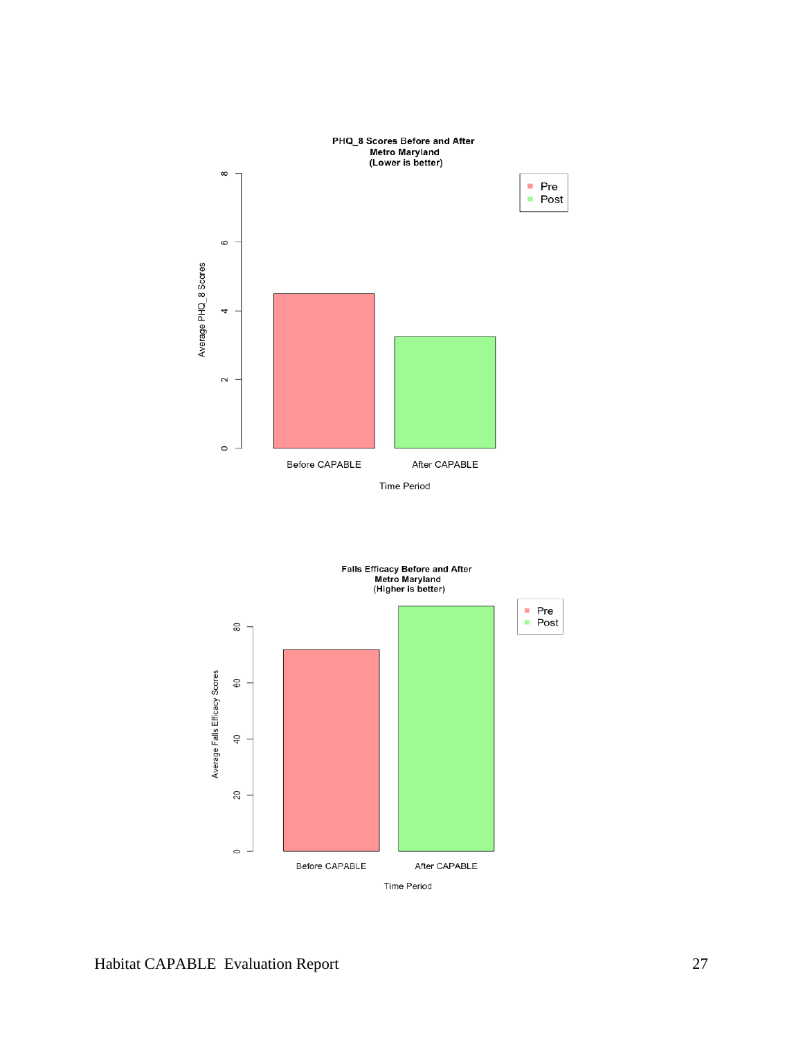PHQ_8 Scores Before and After
Metro Maryland
(Lower is better)

Pre
Post

Average PHQ_8 Scores

0
2
4
6
8

Before CAPABLE
After CAPABLE

Time Period

Falls Efficacy Before and After
Metro Maryland
(Higher is better)

Pre
Post

Average Falls Efficacy Scores

0
20
40
60
80

Before CAPABLE
After CAPABLE

Time Period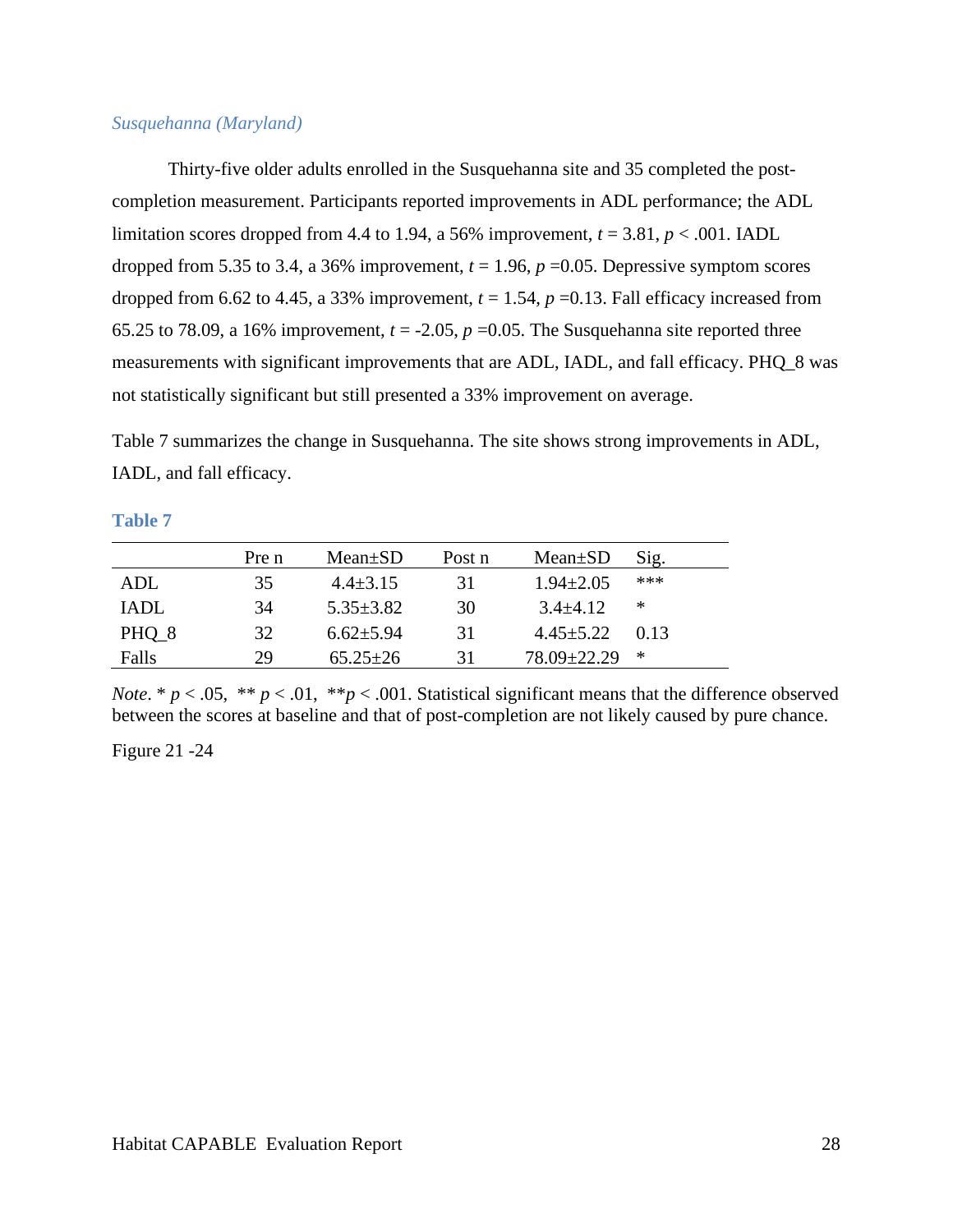### *Susquehanna (Maryland)*

Thirty-five older adults enrolled in the Susquehanna site and 35 completed the post-completion measurement. Participants reported improvements in ADL performance; the ADL limitation scores dropped from 4.4 to 1.94, a 56% improvement, $t = 3.81$, $p < .001$. IADL dropped from 5.35 to 3.4, a 36% improvement, $t = 1.96$, $p = 0.05$. Depressive symptom scores dropped from 6.62 to 4.45, a 33% improvement, $t = 1.54$, $p = 0.13$. Fall efficacy increased from 65.25 to 78.09, a 16% improvement, $t = -2.05$, $p = 0.05$. The Susquehanna site reported three measurements with significant improvements that are ADL, IADL, and fall efficacy. PHQ_8 was not statistically significant but still presented a 33% improvement on average.

Table 7 summarizes the change in Susquehanna. The site shows strong improvements in ADL, IADL, and fall efficacy.

**Table 7**

| | Pre n | Mean±SD | Post n | Mean±SD | Sig. |
|---|---|---|---|---|---|
| ADL | 35 | 4.4±3.15 | 31 | 1.94±2.05 | *** |
| IADL | 34 | 5.35±3.82 | 30 | 3.4±4.12 | * |
| PHQ_8 | 32 | 6.62±5.94 | 31 | 4.45±5.22 | 0.13 |
| Falls | 29 | 65.25±26 | 31 | 78.09±22.29 | * |

*Note*. * $p < .05$, ** $p < .01$, ** $p < .001$. Statistical significant means that the difference observed between the scores at baseline and that of post-completion are not likely caused by pure chance.

Figure 21 -24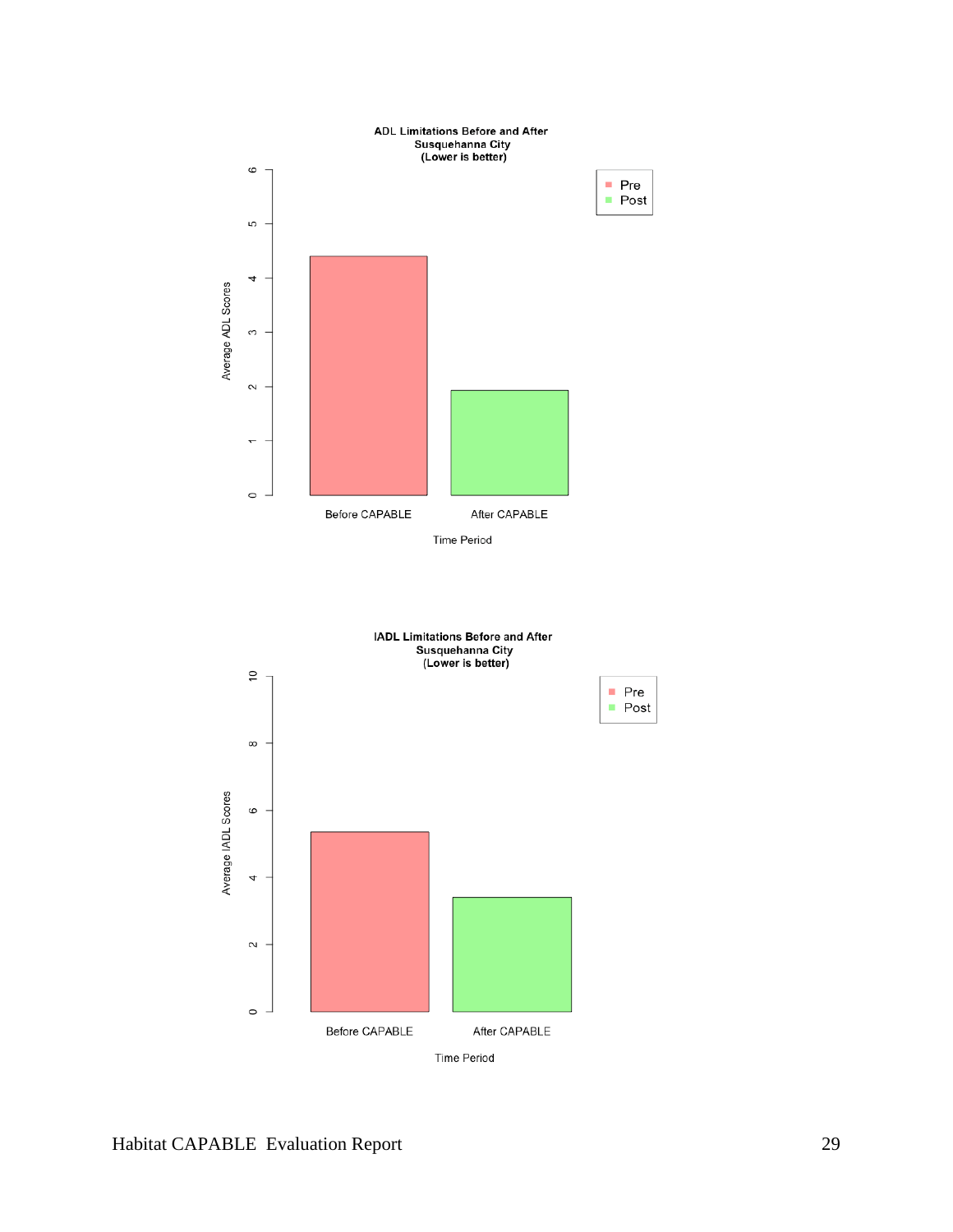ADL Limitations Before and After
Susquehanna City
(Lower is better)

Pre
Post

Average ADL Scores

0
1
2
3
4
5
6

Before CAPABLE
After CAPABLE

Time Period

IADL Limitations Before and After
Susquehanna City
(Lower is better)

Pre
Post

Average IADL Scores

0
2
4
6
8
10

Before CAPABLE
After CAPABLE

Time Period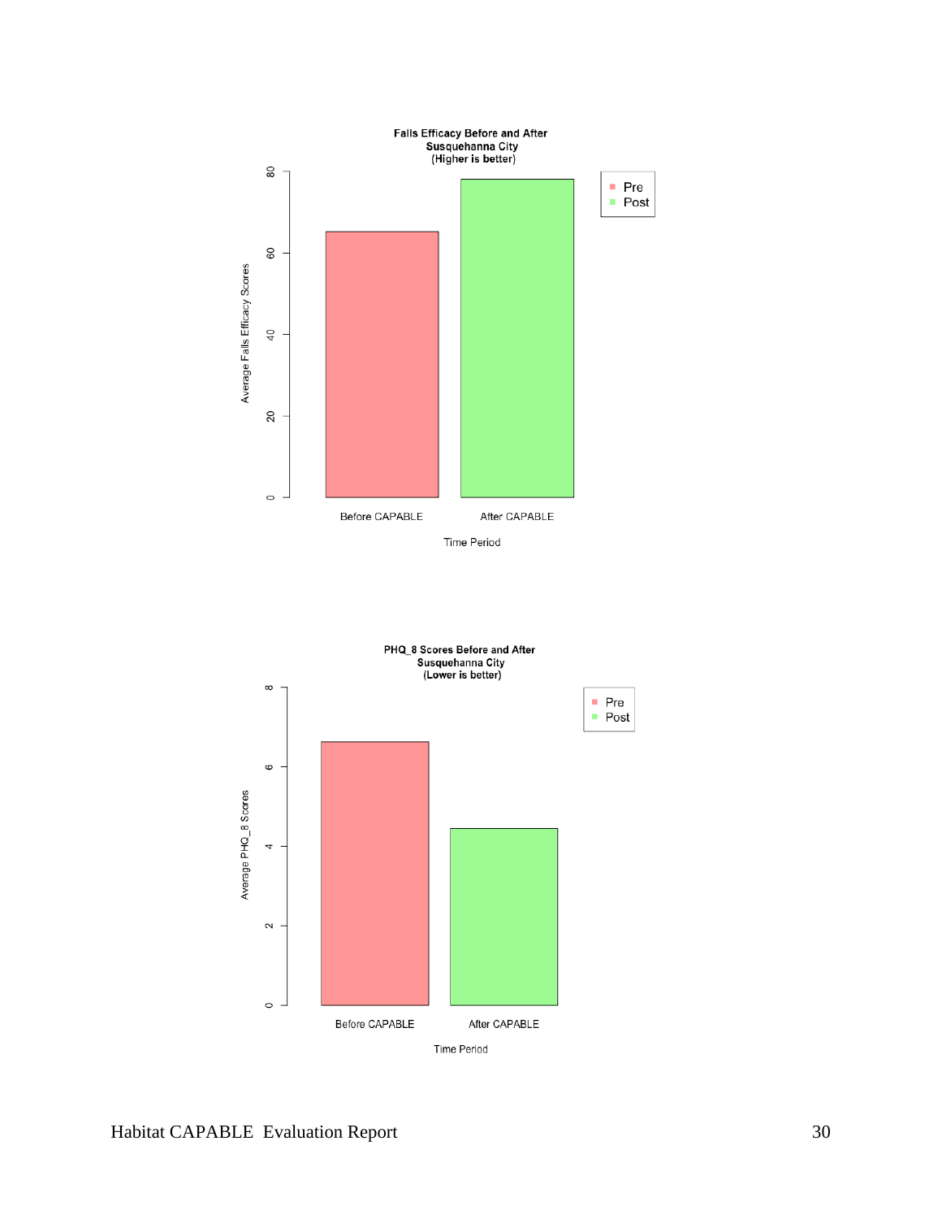Falls Efficacy Before and After
Susquehanna City
(Higher is better)

80
60
40
20
0

Average Falls Efficacy Scores

Pre
Post

Before CAPABLE
After CAPABLE

Time Period

PHQ_8 Scores Before and After
Susquehanna City
(Lower is better)

8
6
4
2
0

Average PHQ_8 Scores

Pre
Post

Before CAPABLE
After CAPABLE

Time Period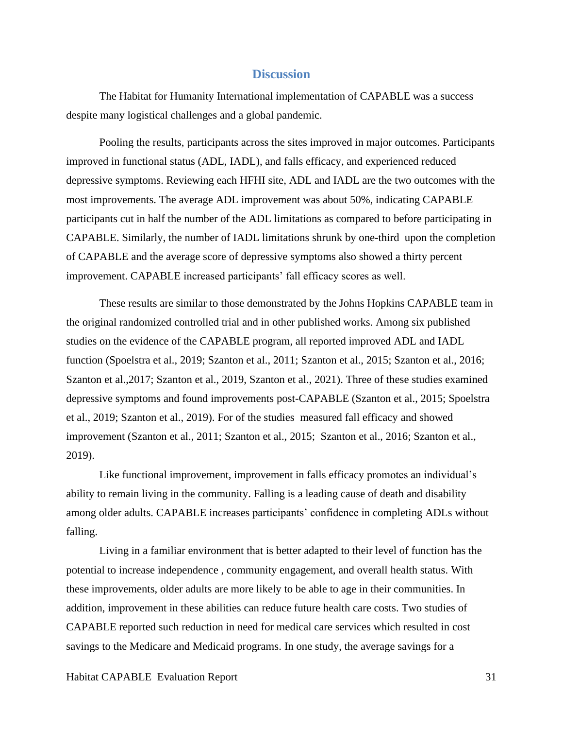## Discussion

The Habitat for Humanity International implementation of CAPABLE was a success despite many logistical challenges and a global pandemic.

Pooling the results, participants across the sites improved in major outcomes. Participants improved in functional status (ADL, IADL), and falls efficacy, and experienced reduced depressive symptoms. Reviewing each HFHI site, ADL and IADL are the two outcomes with the most improvements. The average ADL improvement was about 50%, indicating CAPABLE participants cut in half the number of the ADL limitations as compared to before participating in CAPABLE. Similarly, the number of IADL limitations shrunk by one-third upon the completion of CAPABLE and the average score of depressive symptoms also showed a thirty percent improvement. CAPABLE increased participants' fall efficacy scores as well.

These results are similar to those demonstrated by the Johns Hopkins CAPABLE team in the original randomized controlled trial and in other published works. Among six published studies on the evidence of the CAPABLE program, all reported improved ADL and IADL function (Spoelstra et al., 2019; Szanton et al., 2011; Szanton et al., 2015; Szanton et al., 2016; Szanton et al.,2017; Szanton et al., 2019, Szanton et al., 2021). Three of these studies examined depressive symptoms and found improvements post-CAPABLE (Szanton et al., 2015; Spoelstra et al., 2019; Szanton et al., 2019). For of the studies measured fall efficacy and showed improvement (Szanton et al., 2011; Szanton et al., 2015; Szanton et al., 2016; Szanton et al., 2019).

Like functional improvement, improvement in falls efficacy promotes an individual's ability to remain living in the community. Falling is a leading cause of death and disability among older adults. CAPABLE increases participants' confidence in completing ADLs without falling.

Living in a familiar environment that is better adapted to their level of function has the potential to increase independence , community engagement, and overall health status. With these improvements, older adults are more likely to be able to age in their communities. In addition, improvement in these abilities can reduce future health care costs. Two studies of CAPABLE reported such reduction in need for medical care services which resulted in cost savings to the Medicare and Medicaid programs. In one study, the average savings for a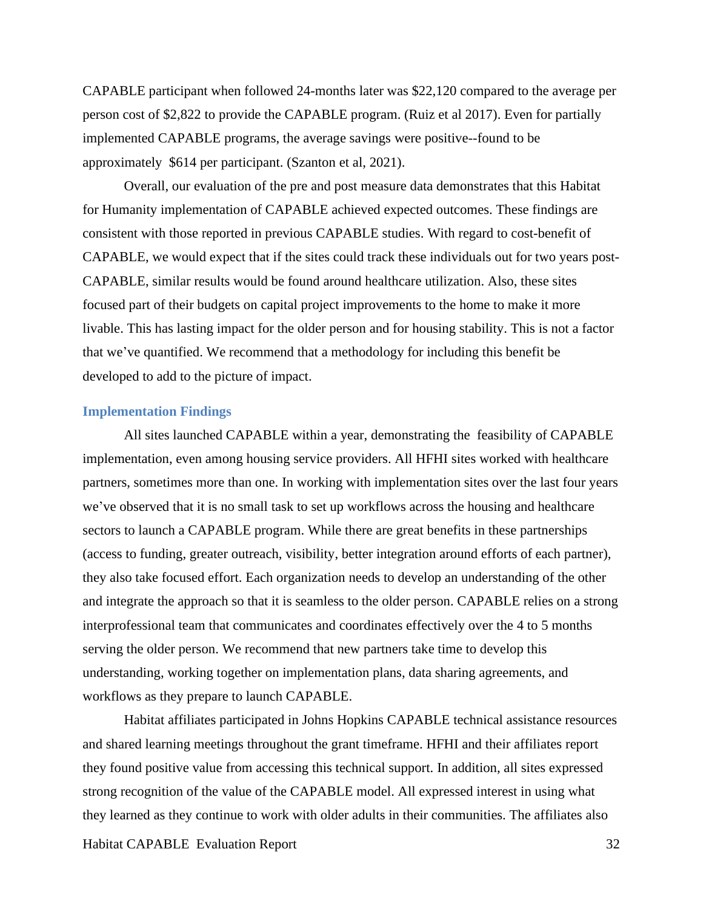CAPABLE participant when followed 24-months later was $22,120 compared to the average per person cost of $2,822 to provide the CAPABLE program. (Ruiz et al 2017). Even for partially implemented CAPABLE programs, the average savings were positive--found to be approximately $614 per participant. (Szanton et al, 2021).

Overall, our evaluation of the pre and post measure data demonstrates that this Habitat for Humanity implementation of CAPABLE achieved expected outcomes. These findings are consistent with those reported in previous CAPABLE studies. With regard to cost-benefit of CAPABLE, we would expect that if the sites could track these individuals out for two years post-CAPABLE, similar results would be found around healthcare utilization. Also, these sites focused part of their budgets on capital project improvements to the home to make it more livable. This has lasting impact for the older person and for housing stability. This is not a factor that we've quantified. We recommend that a methodology for including this benefit be developed to add to the picture of impact.

### Implementation Findings

All sites launched CAPABLE within a year, demonstrating the feasibility of CAPABLE implementation, even among housing service providers. All HFHI sites worked with healthcare partners, sometimes more than one. In working with implementation sites over the last four years we've observed that it is no small task to set up workflows across the housing and healthcare sectors to launch a CAPABLE program. While there are great benefits in these partnerships (access to funding, greater outreach, visibility, better integration around efforts of each partner), they also take focused effort. Each organization needs to develop an understanding of the other and integrate the approach so that it is seamless to the older person. CAPABLE relies on a strong interprofessional team that communicates and coordinates effectively over the 4 to 5 months serving the older person. We recommend that new partners take time to develop this understanding, working together on implementation plans, data sharing agreements, and workflows as they prepare to launch CAPABLE.

Habitat affiliates participated in Johns Hopkins CAPABLE technical assistance resources and shared learning meetings throughout the grant timeframe. HFHI and their affiliates report they found positive value from accessing this technical support. In addition, all sites expressed strong recognition of the value of the CAPABLE model. All expressed interest in using what they learned as they continue to work with older adults in their communities. The affiliates also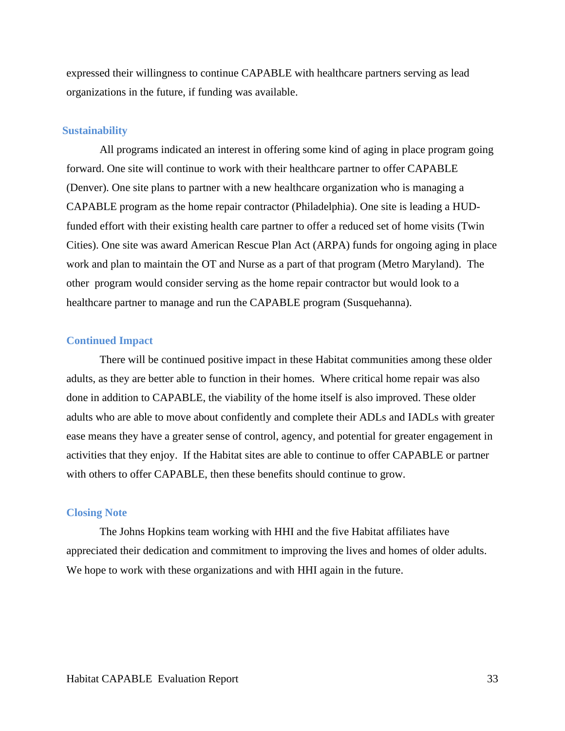expressed their willingness to continue CAPABLE with healthcare partners serving as lead organizations in the future, if funding was available.

### Sustainability

All programs indicated an interest in offering some kind of aging in place program going forward. One site will continue to work with their healthcare partner to offer CAPABLE (Denver). One site plans to partner with a new healthcare organization who is managing a CAPABLE program as the home repair contractor (Philadelphia). One site is leading a HUD-funded effort with their existing health care partner to offer a reduced set of home visits (Twin Cities). One site was award American Rescue Plan Act (ARPA) funds for ongoing aging in place work and plan to maintain the OT and Nurse as a part of that program (Metro Maryland). The other program would consider serving as the home repair contractor but would look to a healthcare partner to manage and run the CAPABLE program (Susquehanna).

### Continued Impact

There will be continued positive impact in these Habitat communities among these older adults, as they are better able to function in their homes. Where critical home repair was also done in addition to CAPABLE, the viability of the home itself is also improved. These older adults who are able to move about confidently and complete their ADLs and IADLs with greater ease means they have a greater sense of control, agency, and potential for greater engagement in activities that they enjoy. If the Habitat sites are able to continue to offer CAPABLE or partner with others to offer CAPABLE, then these benefits should continue to grow.

### Closing Note

The Johns Hopkins team working with HHI and the five Habitat affiliates have appreciated their dedication and commitment to improving the lives and homes of older adults. We hope to work with these organizations and with HHI again in the future.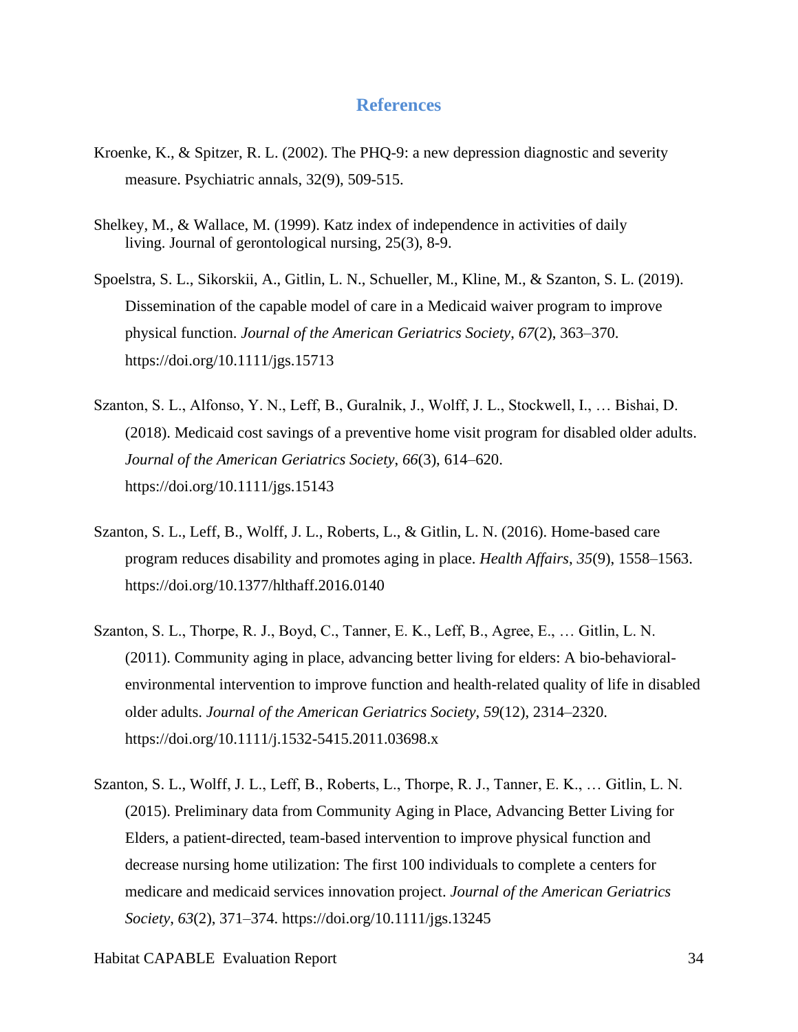# References

Kroenke, K., & Spitzer, R. L. (2002). The PHQ-9: a new depression diagnostic and severity measure. Psychiatric annals, 32(9), 509-515.

Shelkey, M., & Wallace, M. (1999). Katz index of independence in activities of daily living. Journal of gerontological nursing, 25(3), 8-9.

Spoelstra, S. L., Sikorskii, A., Gitlin, L. N., Schueller, M., Kline, M., & Szanton, S. L. (2019). Dissemination of the capable model of care in a Medicaid waiver program to improve physical function. *Journal of the American Geriatrics Society*, *67*(2), 363–370. https://doi.org/10.1111/jgs.15713

Szanton, S. L., Alfonso, Y. N., Leff, B., Guralnik, J., Wolff, J. L., Stockwell, I., … Bishai, D. (2018). Medicaid cost savings of a preventive home visit program for disabled older adults. *Journal of the American Geriatrics Society*, *66*(3), 614–620. https://doi.org/10.1111/jgs.15143

Szanton, S. L., Leff, B., Wolff, J. L., Roberts, L., & Gitlin, L. N. (2016). Home-based care program reduces disability and promotes aging in place. *Health Affairs*, *35*(9), 1558–1563. https://doi.org/10.1377/hlthaff.2016.0140

Szanton, S. L., Thorpe, R. J., Boyd, C., Tanner, E. K., Leff, B., Agree, E., … Gitlin, L. N. (2011). Community aging in place, advancing better living for elders: A bio-behavioral-environmental intervention to improve function and health-related quality of life in disabled older adults. *Journal of the American Geriatrics Society*, *59*(12), 2314–2320. https://doi.org/10.1111/j.1532-5415.2011.03698.x

Szanton, S. L., Wolff, J. L., Leff, B., Roberts, L., Thorpe, R. J., Tanner, E. K., … Gitlin, L. N. (2015). Preliminary data from Community Aging in Place, Advancing Better Living for Elders, a patient-directed, team-based intervention to improve physical function and decrease nursing home utilization: The first 100 individuals to complete a centers for medicare and medicaid services innovation project. *Journal of the American Geriatrics Society*, *63*(2), 371–374. https://doi.org/10.1111/jgs.13245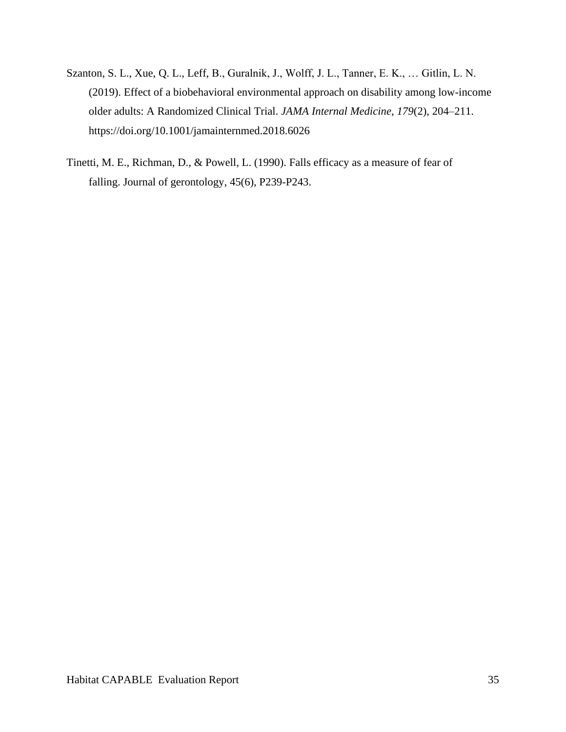Szanton, S. L., Xue, Q. L., Leff, B., Guralnik, J., Wolff, J. L., Tanner, E. K., … Gitlin, L. N. (2019). Effect of a biobehavioral environmental approach on disability among low-income older adults: A Randomized Clinical Trial. *JAMA Internal Medicine*, *179*(2), 204–211. https://doi.org/10.1001/jamainternmed.2018.6026

Tinetti, M. E., Richman, D., & Powell, L. (1990). Falls efficacy as a measure of fear of falling. Journal of gerontology, 45(6), P239-P243.